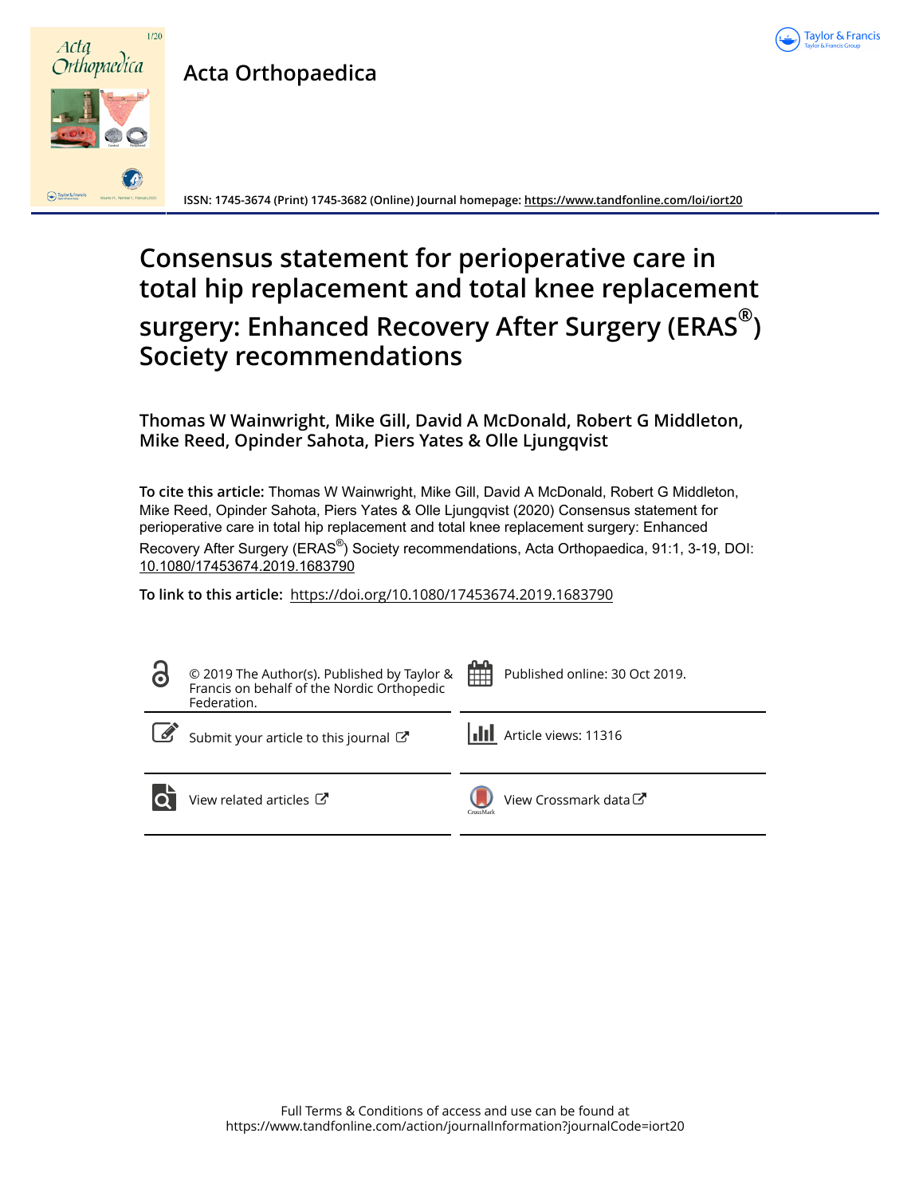# Acta Orthopaedica

ISSN: 1745-3674 (Print) 1745-3682 (Online) Journal homepage: https://www.tandfonline.com/loi/iort20

# Consensus statement for perioperative care in total hip replacement and total knee replacement surgery: Enhanced Recovery After Surgery (ERAS®) Society recommendations

**Thomas W Wainwright, Mike Gill, David A McDonald, Robert G Middleton, Mike Reed, Opinder Sahota, Piers Yates & Olle Ljungqvist**

**To cite this article:** Thomas W Wainwright, Mike Gill, David A McDonald, Robert G Middleton, Mike Reed, Opinder Sahota, Piers Yates & Olle Ljungqvist (2020) Consensus statement for perioperative care in total hip replacement and total knee replacement surgery: Enhanced Recovery After Surgery (ERAS®) Society recommendations, Acta Orthopaedica, 91:1, 3-19, DOI: 10.1080/17453674.2019.1683790

**To link to this article:** https://doi.org/10.1080/17453674.2019.1683790

© 2019 The Author(s). Published by Taylor & Francis on behalf of the Nordic Orthopedic Federation.

Published online: 30 Oct 2019.

Submit your article to this journal

Article views: 11316

View related articles

View Crossmark data

Full Terms & Conditions of access and use can be found at https://www.tandfonline.com/action/journalInformation?journalCode=iort20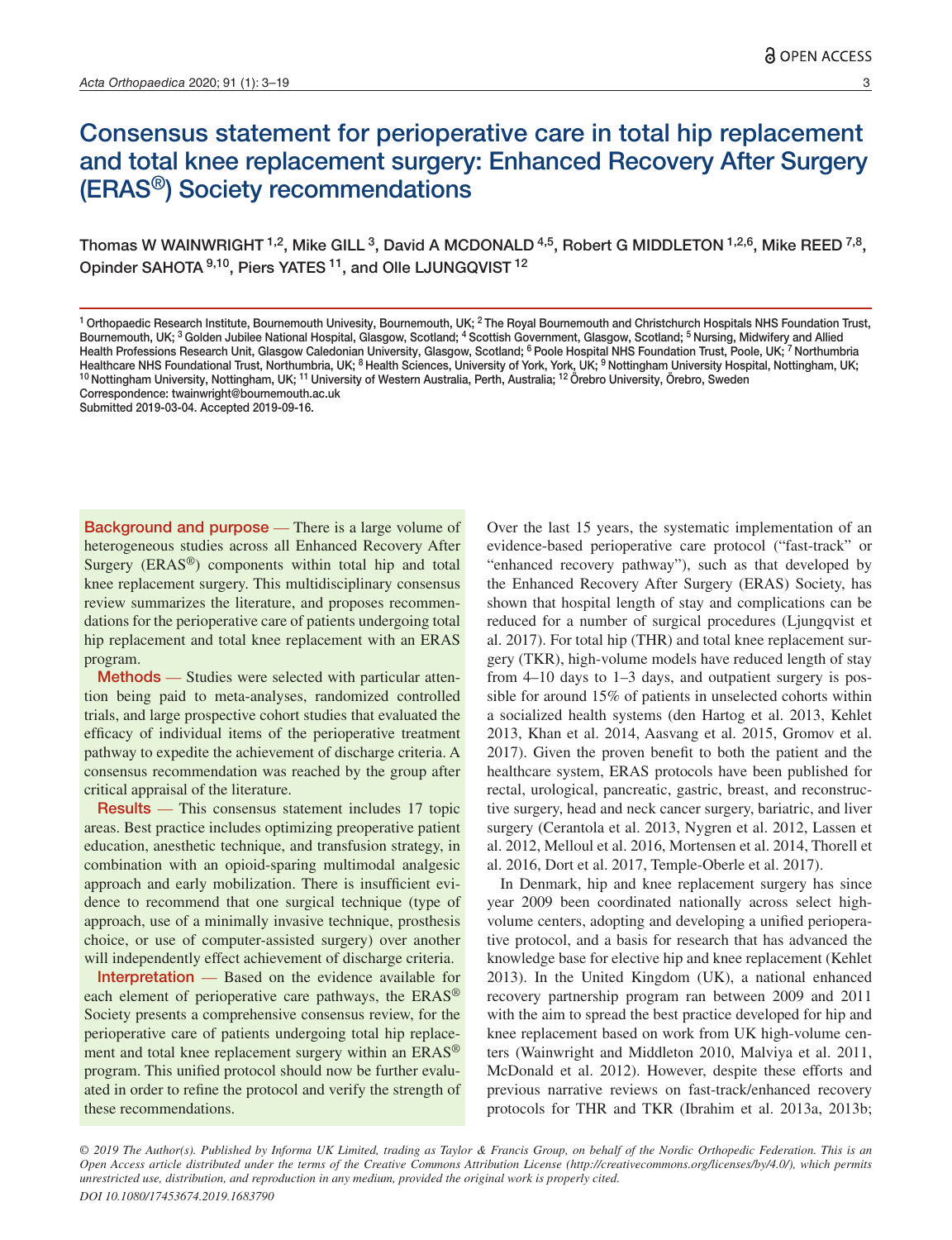# Consensus statement for perioperative care in total hip replacement and total knee replacement surgery: Enhanced Recovery After Surgery (ERAS®) Society recommendations

Thomas W WAINWRIGHT [1,2], Mike GILL [3], David A MCDONALD [4,5], Robert G MIDDLETON [1,2,6], Mike REED [7,8], Opinder SAHOTA [9,10], Piers YATES [11], and Olle LJUNGQVIST [12]

[1] Orthopaedic Research Institute, Bournemouth Univesity, Bournemouth, UK; [2] The Royal Bournemouth and Christchurch Hospitals NHS Foundation Trust, Bournemouth, UK; [3] Golden Jubilee National Hospital, Glasgow, Scotland; [4] Scottish Government, Glasgow, Scotland; [5] Nursing, Midwifery and Allied Health Professions Research Unit, Glasgow Caledonian University, Glasgow, Scotland; [6] Poole Hospital NHS Foundation Trust, Poole, UK; [7] Northumbria Healthcare NHS Foundational Trust, Northumbria, UK; [8] Health Sciences, University of York, York, UK; [9] Nottingham University Hospital, Nottingham, UK; [10] Nottingham University, Nottingham, UK; [11] University of Western Australia, Perth, Australia; [12] Örebro University, Örebro, Sweden

Correspondence: twainwright@bournemouth.ac.uk

Submitted 2019-03-04. Accepted 2019-09-16.

**Background and purpose** — There is a large volume of heterogeneous studies across all Enhanced Recovery After Surgery (ERAS®) components within total hip and total knee replacement surgery. This multidisciplinary consensus review summarizes the literature, and proposes recommendations for the perioperative care of patients undergoing total hip replacement and total knee replacement with an ERAS program.

**Methods** — Studies were selected with particular attention being paid to meta-analyses, randomized controlled trials, and large prospective cohort studies that evaluated the efficacy of individual items of the perioperative treatment pathway to expedite the achievement of discharge criteria. A consensus recommendation was reached by the group after critical appraisal of the literature.

**Results** — This consensus statement includes 17 topic areas. Best practice includes optimizing preoperative patient education, anesthetic technique, and transfusion strategy, in combination with an opioid-sparing multimodal analgesic approach and early mobilization. There is insufficient evidence to recommend that one surgical technique (type of approach, use of a minimally invasive technique, prosthesis choice, or use of computer-assisted surgery) over another will independently effect achievement of discharge criteria.

**Interpretation** — Based on the evidence available for each element of perioperative care pathways, the ERAS® Society presents a comprehensive consensus review, for the perioperative care of patients undergoing total hip replacement and total knee replacement surgery within an ERAS® program. This unified protocol should now be further evaluated in order to refine the protocol and verify the strength of these recommendations.

Over the last 15 years, the systematic implementation of an evidence-based perioperative care protocol ("fast-track" or "enhanced recovery pathway"), such as that developed by the Enhanced Recovery After Surgery (ERAS) Society, has shown that hospital length of stay and complications can be reduced for a number of surgical procedures (Ljungqvist et al. 2017). For total hip (THR) and total knee replacement surgery (TKR), high-volume models have reduced length of stay from 4–10 days to 1–3 days, and outpatient surgery is possible for around 15% of patients in unselected cohorts within a socialized health systems (den Hartog et al. 2013, Kehlet 2013, Khan et al. 2014, Aasvang et al. 2015, Gromov et al. 2017). Given the proven benefit to both the patient and the healthcare system, ERAS protocols have been published for rectal, urological, pancreatic, gastric, breast, and reconstructive surgery, head and neck cancer surgery, bariatric, and liver surgery (Cerantola et al. 2013, Nygren et al. 2012, Lassen et al. 2012, Melloul et al. 2016, Mortensen et al. 2014, Thorell et al. 2016, Dort et al. 2017, Temple-Oberle et al. 2017).

In Denmark, hip and knee replacement surgery has since year 2009 been coordinated nationally across select high-volume centers, adopting and developing a unified perioperative protocol, and a basis for research that has advanced the knowledge base for elective hip and knee replacement (Kehlet 2013). In the United Kingdom (UK), a national enhanced recovery partnership program ran between 2009 and 2011 with the aim to spread the best practice developed for hip and knee replacement based on work from UK high-volume centers (Wainwright and Middleton 2010, Malviya et al. 2011, McDonald et al. 2012). However, despite these efforts and previous narrative reviews on fast-track/enhanced recovery protocols for THR and TKR (Ibrahim et al. 2013a, 2013b;

*© 2019 The Author(s). Published by Informa UK Limited, trading as Taylor & Francis Group, on behalf of the Nordic Orthopedic Federation. This is an Open Access article distributed under the terms of the Creative Commons Attribution License (http://creativecommons.org/licenses/by/4.0/), which permits unrestricted use, distribution, and reproduction in any medium, provided the original work is properly cited.*

*DOI 10.1080/17453674.2019.1683790*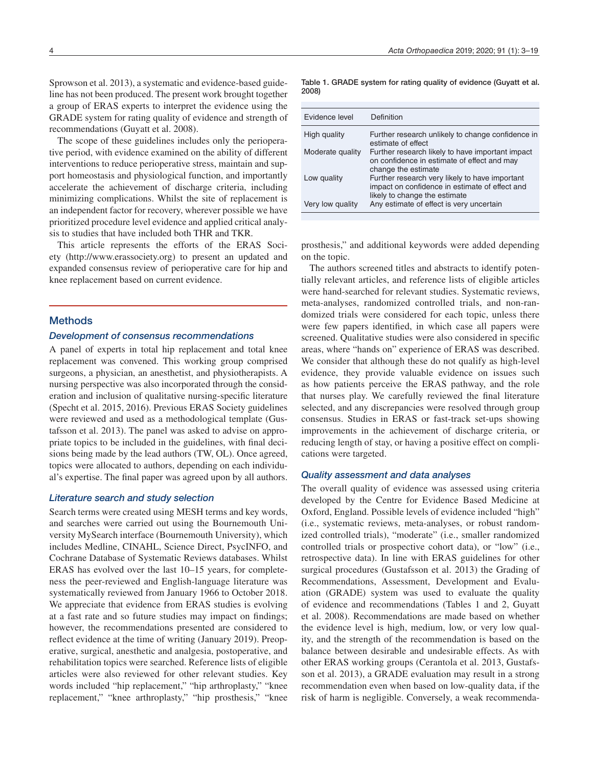Sprowson et al. 2013), a systematic and evidence-based guideline has not been produced. The present work brought together a group of ERAS experts to interpret the evidence using the GRADE system for rating quality of evidence and strength of recommendations (Guyatt et al. 2008).

The scope of these guidelines includes only the perioperative period, with evidence examined on the ability of different interventions to reduce perioperative stress, maintain and support homeostasis and physiological function, and importantly accelerate the achievement of discharge criteria, including minimizing complications. Whilst the site of replacement is an independent factor for recovery, wherever possible we have prioritized procedure level evidence and applied critical analysis to studies that have included both THR and TKR.

This article represents the efforts of the ERAS Society (http://www.erassociety.org) to present an updated and expanded consensus review of perioperative care for hip and knee replacement based on current evidence.

## Methods

### Development of consensus recommendations

A panel of experts in total hip replacement and total knee replacement was convened. This working group comprised surgeons, a physician, an anesthetist, and physiotherapists. A nursing perspective was also incorporated through the consideration and inclusion of qualitative nursing-specific literature (Specht et al. 2015, 2016). Previous ERAS Society guidelines were reviewed and used as a methodological template (Gustafsson et al. 2013). The panel was asked to advise on appropriate topics to be included in the guidelines, with final decisions being made by the lead authors (TW, OL). Once agreed, topics were allocated to authors, depending on each individual's expertise. The final paper was agreed upon by all authors.

### Literature search and study selection

Search terms were created using MESH terms and key words, and searches were carried out using the Bournemouth University MySearch interface (Bournemouth University), which includes Medline, CINAHL, Science Direct, PsycINFO, and Cochrane Database of Systematic Reviews databases. Whilst ERAS has evolved over the last 10–15 years, for completeness the peer-reviewed and English-language literature was systematically reviewed from January 1966 to October 2018. We appreciate that evidence from ERAS studies is evolving at a fast rate and so future studies may impact on findings; however, the recommendations presented are considered to reflect evidence at the time of writing (January 2019). Preoperative, surgical, anesthetic and analgesia, postoperative, and rehabilitation topics were searched. Reference lists of eligible articles were also reviewed for other relevant studies. Key words included "hip replacement," "hip arthroplasty," "knee replacement," "knee arthroplasty," "hip prosthesis," "knee prosthesis," and additional keywords were added depending on the topic.

Table 1. GRADE system for rating quality of evidence (Guyatt et al. 2008)

| Evidence level | Definition |
|---|---|
| High quality | Further research unlikely to change confidence in estimate of effect |
| Moderate quality | Further research likely to have important impact on confidence in estimate of effect and may change the estimate |
| Low quality | Further research very likely to have important impact on confidence in estimate of effect and likely to change the estimate |
| Very low quality | Any estimate of effect is very uncertain |

The authors screened titles and abstracts to identify potentially relevant articles, and reference lists of eligible articles were hand-searched for relevant studies. Systematic reviews, meta-analyses, randomized controlled trials, and non-randomized trials were considered for each topic, unless there were few papers identified, in which case all papers were screened. Qualitative studies were also considered in specific areas, where "hands on" experience of ERAS was described. We consider that although these do not qualify as high-level evidence, they provide valuable evidence on issues such as how patients perceive the ERAS pathway, and the role that nurses play. We carefully reviewed the final literature selected, and any discrepancies were resolved through group consensus. Studies in ERAS or fast-track set-ups showing improvements in the achievement of discharge criteria, or reducing length of stay, or having a positive effect on complications were targeted.

### Quality assessment and data analyses

The overall quality of evidence was assessed using criteria developed by the Centre for Evidence Based Medicine at Oxford, England. Possible levels of evidence included "high" (i.e., systematic reviews, meta-analyses, or robust randomized controlled trials), "moderate" (i.e., smaller randomized controlled trials or prospective cohort data), or "low" (i.e., retrospective data). In line with ERAS guidelines for other surgical procedures (Gustafsson et al. 2013) the Grading of Recommendations, Assessment, Development and Evaluation (GRADE) system was used to evaluate the quality of evidence and recommendations (Tables 1 and 2, Guyatt et al. 2008). Recommendations are made based on whether the evidence level is high, medium, low, or very low quality, and the strength of the recommendation is based on the balance between desirable and undesirable effects. As with other ERAS working groups (Cerantola et al. 2013, Gustafsson et al. 2013), a GRADE evaluation may result in a strong recommendation even when based on low-quality data, if the risk of harm is negligible. Conversely, a weak recommenda-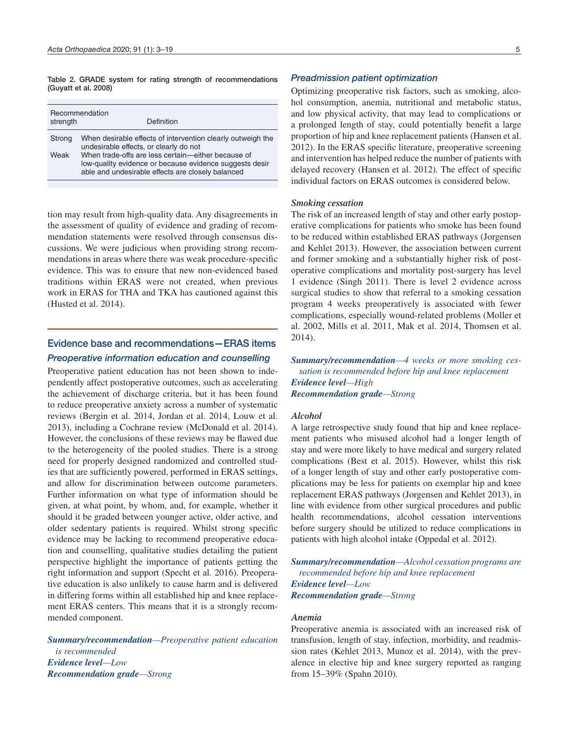Table 2. GRADE system for rating strength of recommendations (Guyatt et al. 2008)

| Recommendation strength | Definition |
|---|---|
| Strong | When desirable effects of intervention clearly outweigh the undesirable effects, or clearly do not |
| Weak | When trade-offs are less certain—either because of low-quality evidence or because evidence suggests desirable and undesirable effects are closely balanced |

tion may result from high-quality data. Any disagreements in the assessment of quality of evidence and grading of recommendation statements were resolved through consensus discussions. We were judicious when providing strong recommendations in areas where there was weak procedure-specific evidence. This was to ensure that new non-evidenced based traditions within ERAS were not created, when previous work in ERAS for THA and TKA has cautioned against this (Husted et al. 2014).

## Evidence base and recommendations—ERAS items

### Preoperative information education and counselling

Preoperative patient education has not been shown to independently affect postoperative outcomes, such as accelerating the achievement of discharge criteria, but it has been found to reduce preoperative anxiety across a number of systematic reviews (Bergin et al. 2014, Jordan et al. 2014, Louw et al. 2013), including a Cochrane review (McDonald et al. 2014). However, the conclusions of these reviews may be flawed due to the heterogeneity of the pooled studies. There is a strong need for properly designed randomized and controlled studies that are sufficiently powered, performed in ERAS settings, and allow for discrimination between outcome parameters. Further information on what type of information should be given, at what point, by whom, and, for example, whether it should it be graded between younger active, older active, and older sedentary patients is required. Whilst strong specific evidence may be lacking to recommend preoperative education and counselling, qualitative studies detailing the patient perspective highlight the importance of patients getting the right information and support (Specht et al. 2016). Preoperative education is also unlikely to cause harm and is delivered in differing forms within all established hip and knee replacement ERAS centers. This means that it is a strongly recommended component.

***Summary/recommendation****—Preoperative patient education is recommended*
***Evidence level****—Low*
***Recommendation grade****—Strong*

### Preadmission patient optimization

Optimizing preoperative risk factors, such as smoking, alcohol consumption, anemia, nutritional and metabolic status, and low physical activity, that may lead to complications or a prolonged length of stay, could potentially benefit a large proportion of hip and knee replacement patients (Hansen et al. 2012). In the ERAS specific literature, preoperative screening and intervention has helped reduce the number of patients with delayed recovery (Hansen et al. 2012). The effect of specific individual factors on ERAS outcomes is considered below.

#### *Smoking cessation*

The risk of an increased length of stay and other early postoperative complications for patients who smoke has been found to be reduced within established ERAS pathways (Jorgensen and Kehlet 2013). However, the association between current and former smoking and a substantially higher risk of postoperative complications and mortality post-surgery has level 1 evidence (Singh 2011). There is level 2 evidence across surgical studies to show that referral to a smoking cessation program 4 weeks preoperatively is associated with fewer complications, especially wound-related problems (Moller et al. 2002, Mills et al. 2011, Mak et al. 2014, Thomsen et al. 2014).

***Summary/recommendation****—4 weeks or more smoking cessation is recommended before hip and knee replacement*
***Evidence level****—High*
***Recommendation grade****—Strong*

#### *Alcohol*

A large retrospective study found that hip and knee replacement patients who misused alcohol had a longer length of stay and were more likely to have medical and surgery related complications (Best et al. 2015). However, whilst this risk of a longer length of stay and other early postoperative complications may be less for patients on exemplar hip and knee replacement ERAS pathways (Jorgensen and Kehlet 2013), in line with evidence from other surgical procedures and public health recommendations, alcohol cessation interventions before surgery should be utilized to reduce complications in patients with high alcohol intake (Oppedal et al. 2012).

***Summary/recommendation****—Alcohol cessation programs are recommended before hip and knee replacement*
***Evidence level****—Low*
***Recommendation grade****—Strong*

#### *Anemia*

Preoperative anemia is associated with an increased risk of transfusion, length of stay, infection, morbidity, and readmission rates (Kehlet 2013, Munoz et al. 2014), with the prevalence in elective hip and knee surgery reported as ranging from 15–39% (Spahn 2010).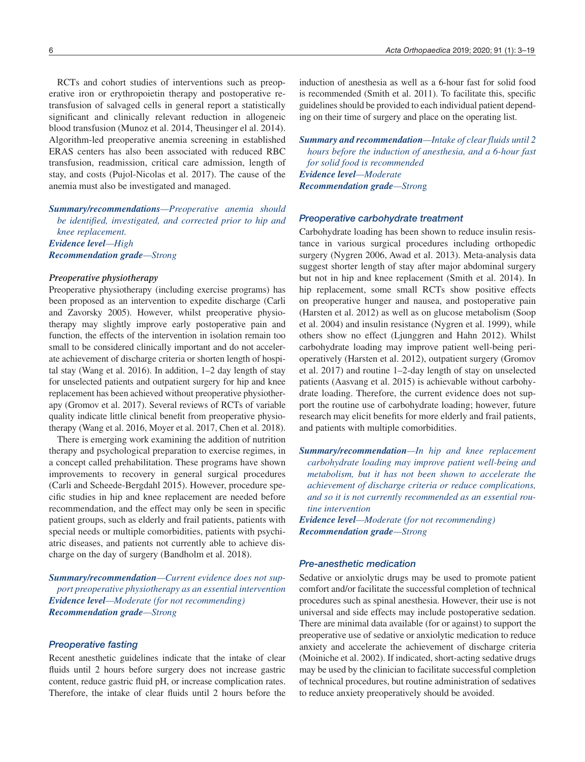RCTs and cohort studies of interventions such as preoperative iron or erythropoietin therapy and postoperative retransfusion of salvaged cells in general report a statistically significant and clinically relevant reduction in allogeneic blood transfusion (Munoz et al. 2014, Theusinger el al. 2014). Algorithm-led preoperative anemia screening in established ERAS centers has also been associated with reduced RBC transfusion, readmission, critical care admission, length of stay, and costs (Pujol-Nicolas et al. 2017). The cause of the anemia must also be investigated and managed.

***Summary/recommendations****—Preoperative anemia should be identified, investigated, and corrected prior to hip and knee replacement.*
***Evidence level****—High*
***Recommendation grade****—Strong*

### *Preoperative physiotherapy*

Preoperative physiotherapy (including exercise programs) has been proposed as an intervention to expedite discharge (Carli and Zavorsky 2005). However, whilst preoperative physiotherapy may slightly improve early postoperative pain and function, the effects of the intervention in isolation remain too small to be considered clinically important and do not accelerate achievement of discharge criteria or shorten length of hospital stay (Wang et al. 2016). In addition, 1–2 day length of stay for unselected patients and outpatient surgery for hip and knee replacement has been achieved without preoperative physiotherapy (Gromov et al. 2017). Several reviews of RCTs of variable quality indicate little clinical benefit from preoperative physiotherapy (Wang et al. 2016, Moyer et al. 2017, Chen et al. 2018).

There is emerging work examining the addition of nutrition therapy and psychological preparation to exercise regimes, in a concept called prehabilitation. These programs have shown improvements to recovery in general surgical procedures (Carli and Scheede-Bergdahl 2015). However, procedure specific studies in hip and knee replacement are needed before recommendation, and the effect may only be seen in specific patient groups, such as elderly and frail patients, patients with special needs or multiple comorbidities, patients with psychiatric diseases, and patients not currently able to achieve discharge on the day of surgery (Bandholm et al. 2018).

***Summary/recommendation****—Current evidence does not support preoperative physiotherapy as an essential intervention*
***Evidence level****—Moderate (for not recommending)*
***Recommendation grade****—Strong*

### *Preoperative fasting*

Recent anesthetic guidelines indicate that the intake of clear fluids until 2 hours before surgery does not increase gastric content, reduce gastric fluid pH, or increase complication rates. Therefore, the intake of clear fluids until 2 hours before the induction of anesthesia as well as a 6-hour fast for solid food is recommended (Smith et al. 2011). To facilitate this, specific guidelines should be provided to each individual patient depending on their time of surgery and place on the operating list.

***Summary and recommendation****—Intake of clear fluids until 2 hours before the induction of anesthesia, and a 6-hour fast for solid food is recommended*
***Evidence level****—Moderate*
***Recommendation grade****—Strong*

### *Preoperative carbohydrate treatment*

Carbohydrate loading has been shown to reduce insulin resistance in various surgical procedures including orthopedic surgery (Nygren 2006, Awad et al. 2013). Meta-analysis data suggest shorter length of stay after major abdominal surgery but not in hip and knee replacement (Smith et al. 2014). In hip replacement, some small RCTs show positive effects on preoperative hunger and nausea, and postoperative pain (Harsten et al. 2012) as well as on glucose metabolism (Soop et al. 2004) and insulin resistance (Nygren et al. 1999), while others show no effect (Ljunggren and Hahn 2012). Whilst carbohydrate loading may improve patient well-being perioperatively (Harsten et al. 2012), outpatient surgery (Gromov et al. 2017) and routine 1–2-day length of stay on unselected patients (Aasvang et al. 2015) is achievable without carbohydrate loading. Therefore, the current evidence does not support the routine use of carbohydrate loading; however, future research may elicit benefits for more elderly and frail patients, and patients with multiple comorbidities.

***Summary/recommendation****—In hip and knee replacement carbohydrate loading may improve patient well-being and metabolism, but it has not been shown to accelerate the achievement of discharge criteria or reduce complications, and so it is not currently recommended as an essential routine intervention*
***Evidence level****—Moderate (for not recommending)*
***Recommendation grade****—Strong*

### *Pre-anesthetic medication*

Sedative or anxiolytic drugs may be used to promote patient comfort and/or facilitate the successful completion of technical procedures such as spinal anesthesia. However, their use is not universal and side effects may include postoperative sedation. There are minimal data available (for or against) to support the preoperative use of sedative or anxiolytic medication to reduce anxiety and accelerate the achievement of discharge criteria (Moiniche et al. 2002). If indicated, short-acting sedative drugs may be used by the clinician to facilitate successful completion of technical procedures, but routine administration of sedatives to reduce anxiety preoperatively should be avoided.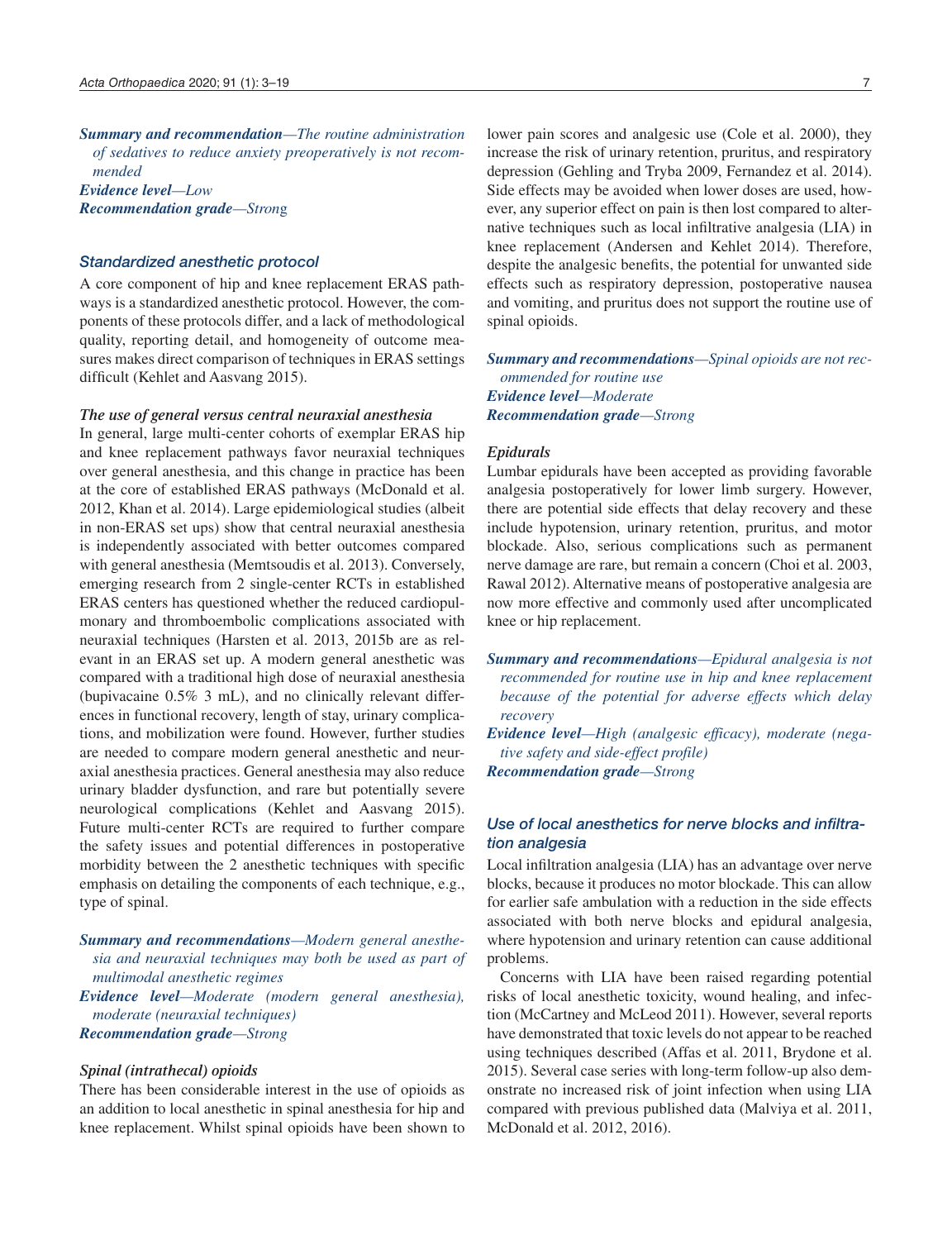***Summary and recommendation****—The routine administration of sedatives to reduce anxiety preoperatively is not recommended*

***Evidence level****—Low*

***Recommendation grade****—Strong*

### Standardized anesthetic protocol

A core component of hip and knee replacement ERAS pathways is a standardized anesthetic protocol. However, the components of these protocols differ, and a lack of methodological quality, reporting detail, and homogeneity of outcome measures makes direct comparison of techniques in ERAS settings difficult (Kehlet and Aasvang 2015).

#### *The use of general versus central neuraxial anesthesia*

In general, large multi-center cohorts of exemplar ERAS hip and knee replacement pathways favor neuraxial techniques over general anesthesia, and this change in practice has been at the core of established ERAS pathways (McDonald et al. 2012, Khan et al. 2014). Large epidemiological studies (albeit in non-ERAS set ups) show that central neuraxial anesthesia is independently associated with better outcomes compared with general anesthesia (Memtsoudis et al. 2013). Conversely, emerging research from 2 single-center RCTs in established ERAS centers has questioned whether the reduced cardiopulmonary and thromboembolic complications associated with neuraxial techniques (Harsten et al. 2013, 2015b are as relevant in an ERAS set up. A modern general anesthetic was compared with a traditional high dose of neuraxial anesthesia (bupivacaine 0.5% 3 mL), and no clinically relevant differences in functional recovery, length of stay, urinary complications, and mobilization were found. However, further studies are needed to compare modern general anesthetic and neuraxial anesthesia practices. General anesthesia may also reduce urinary bladder dysfunction, and rare but potentially severe neurological complications (Kehlet and Aasvang 2015). Future multi-center RCTs are required to further compare the safety issues and potential differences in postoperative morbidity between the 2 anesthetic techniques with specific emphasis on detailing the components of each technique, e.g., type of spinal.

***Summary and recommendations****—Modern general anesthesia and neuraxial techniques may both be used as part of multimodal anesthetic regimes*

***Evidence level****—Moderate (modern general anesthesia), moderate (neuraxial techniques)*

***Recommendation grade****—Strong*

#### *Spinal (intrathecal) opioids*

There has been considerable interest in the use of opioids as an addition to local anesthetic in spinal anesthesia for hip and knee replacement. Whilst spinal opioids have been shown to lower pain scores and analgesic use (Cole et al. 2000), they increase the risk of urinary retention, pruritus, and respiratory depression (Gehling and Tryba 2009, Fernandez et al. 2014). Side effects may be avoided when lower doses are used, however, any superior effect on pain is then lost compared to alternative techniques such as local infiltrative analgesia (LIA) in knee replacement (Andersen and Kehlet 2014). Therefore, despite the analgesic benefits, the potential for unwanted side effects such as respiratory depression, postoperative nausea and vomiting, and pruritus does not support the routine use of spinal opioids.

***Summary and recommendations****—Spinal opioids are not recommended for routine use*

***Evidence level****—Moderate*

***Recommendation grade****—Strong*

#### *Epidurals*

Lumbar epidurals have been accepted as providing favorable analgesia postoperatively for lower limb surgery. However, there are potential side effects that delay recovery and these include hypotension, urinary retention, pruritus, and motor blockade. Also, serious complications such as permanent nerve damage are rare, but remain a concern (Choi et al. 2003, Rawal 2012). Alternative means of postoperative analgesia are now more effective and commonly used after uncomplicated knee or hip replacement.

***Summary and recommendations****—Epidural analgesia is not recommended for routine use in hip and knee replacement because of the potential for adverse effects which delay recovery*

***Evidence level****—High (analgesic efficacy), moderate (negative safety and side-effect profile)*

***Recommendation grade****—Strong*

### Use of local anesthetics for nerve blocks and infiltration analgesia

Local infiltration analgesia (LIA) has an advantage over nerve blocks, because it produces no motor blockade. This can allow for earlier safe ambulation with a reduction in the side effects associated with both nerve blocks and epidural analgesia, where hypotension and urinary retention can cause additional problems.

Concerns with LIA have been raised regarding potential risks of local anesthetic toxicity, wound healing, and infection (McCartney and McLeod 2011). However, several reports have demonstrated that toxic levels do not appear to be reached using techniques described (Affas et al. 2011, Brydone et al. 2015). Several case series with long-term follow-up also demonstrate no increased risk of joint infection when using LIA compared with previous published data (Malviya et al. 2011, McDonald et al. 2012, 2016).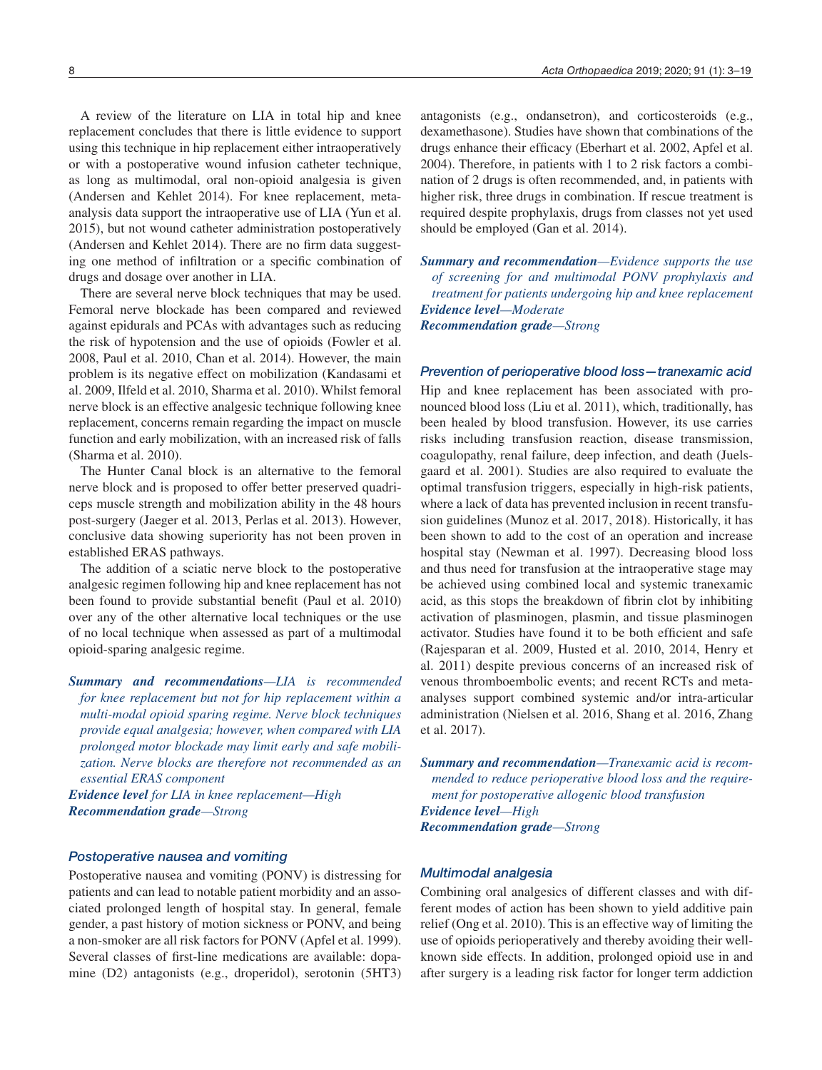A review of the literature on LIA in total hip and knee replacement concludes that there is little evidence to support using this technique in hip replacement either intraoperatively or with a postoperative wound infusion catheter technique, as long as multimodal, oral non-opioid analgesia is given (Andersen and Kehlet 2014). For knee replacement, meta-analysis data support the intraoperative use of LIA (Yun et al. 2015), but not wound catheter administration postoperatively (Andersen and Kehlet 2014). There are no firm data suggesting one method of infiltration or a specific combination of drugs and dosage over another in LIA.

There are several nerve block techniques that may be used. Femoral nerve blockade has been compared and reviewed against epidurals and PCAs with advantages such as reducing the risk of hypotension and the use of opioids (Fowler et al. 2008, Paul et al. 2010, Chan et al. 2014). However, the main problem is its negative effect on mobilization (Kandasami et al. 2009, Ilfeld et al. 2010, Sharma et al. 2010). Whilst femoral nerve block is an effective analgesic technique following knee replacement, concerns remain regarding the impact on muscle function and early mobilization, with an increased risk of falls (Sharma et al. 2010).

The Hunter Canal block is an alternative to the femoral nerve block and is proposed to offer better preserved quadriceps muscle strength and mobilization ability in the 48 hours post-surgery (Jaeger et al. 2013, Perlas et al. 2013). However, conclusive data showing superiority has not been proven in established ERAS pathways.

The addition of a sciatic nerve block to the postoperative analgesic regimen following hip and knee replacement has not been found to provide substantial benefit (Paul et al. 2010) over any of the other alternative local techniques or the use of no local technique when assessed as part of a multimodal opioid-sparing analgesic regime.

***Summary and recommendations****—LIA is recommended for knee replacement but not for hip replacement within a multi-modal opioid sparing regime. Nerve block techniques provide equal analgesia; however, when compared with LIA prolonged motor blockade may limit early and safe mobilization. Nerve blocks are therefore not recommended as an essential ERAS component*

***Evidence level*** *for LIA in knee replacement—High*

***Recommendation grade****—Strong*

### Postoperative nausea and vomiting

Postoperative nausea and vomiting (PONV) is distressing for patients and can lead to notable patient morbidity and an associated prolonged length of hospital stay. In general, female gender, a past history of motion sickness or PONV, and being a non-smoker are all risk factors for PONV (Apfel et al. 1999). Several classes of first-line medications are available: dopamine (D2) antagonists (e.g., droperidol), serotonin (5HT3) antagonists (e.g., ondansetron), and corticosteroids (e.g., dexamethasone). Studies have shown that combinations of the drugs enhance their efficacy (Eberhart et al. 2002, Apfel et al. 2004). Therefore, in patients with 1 to 2 risk factors a combination of 2 drugs is often recommended, and, in patients with higher risk, three drugs in combination. If rescue treatment is required despite prophylaxis, drugs from classes not yet used should be employed (Gan et al. 2014).

***Summary and recommendation****—Evidence supports the use of screening for and multimodal PONV prophylaxis and treatment for patients undergoing hip and knee replacement*

***Evidence level****—Moderate*

***Recommendation grade****—Strong*

### Prevention of perioperative blood loss—tranexamic acid

Hip and knee replacement has been associated with pronounced blood loss (Liu et al. 2011), which, traditionally, has been healed by blood transfusion. However, its use carries risks including transfusion reaction, disease transmission, coagulopathy, renal failure, deep infection, and death (Juelsgaard et al. 2001). Studies are also required to evaluate the optimal transfusion triggers, especially in high-risk patients, where a lack of data has prevented inclusion in recent transfusion guidelines (Munoz et al. 2017, 2018). Historically, it has been shown to add to the cost of an operation and increase hospital stay (Newman et al. 1997). Decreasing blood loss and thus need for transfusion at the intraoperative stage may be achieved using combined local and systemic tranexamic acid, as this stops the breakdown of fibrin clot by inhibiting activation of plasminogen, plasmin, and tissue plasminogen activator. Studies have found it to be both efficient and safe (Rajesparan et al. 2009, Husted et al. 2010, 2014, Henry et al. 2011) despite previous concerns of an increased risk of venous thromboembolic events; and recent RCTs and meta-analyses support combined systemic and/or intra-articular administration (Nielsen et al. 2016, Shang et al. 2016, Zhang et al. 2017).

***Summary and recommendation****—Tranexamic acid is recommended to reduce perioperative blood loss and the requirement for postoperative allogenic blood transfusion*

***Evidence level****—High*

***Recommendation grade****—Strong*

### Multimodal analgesia

Combining oral analgesics of different classes and with different modes of action has been shown to yield additive pain relief (Ong et al. 2010). This is an effective way of limiting the use of opioids perioperatively and thereby avoiding their well-known side effects. In addition, prolonged opioid use in and after surgery is a leading risk factor for longer term addiction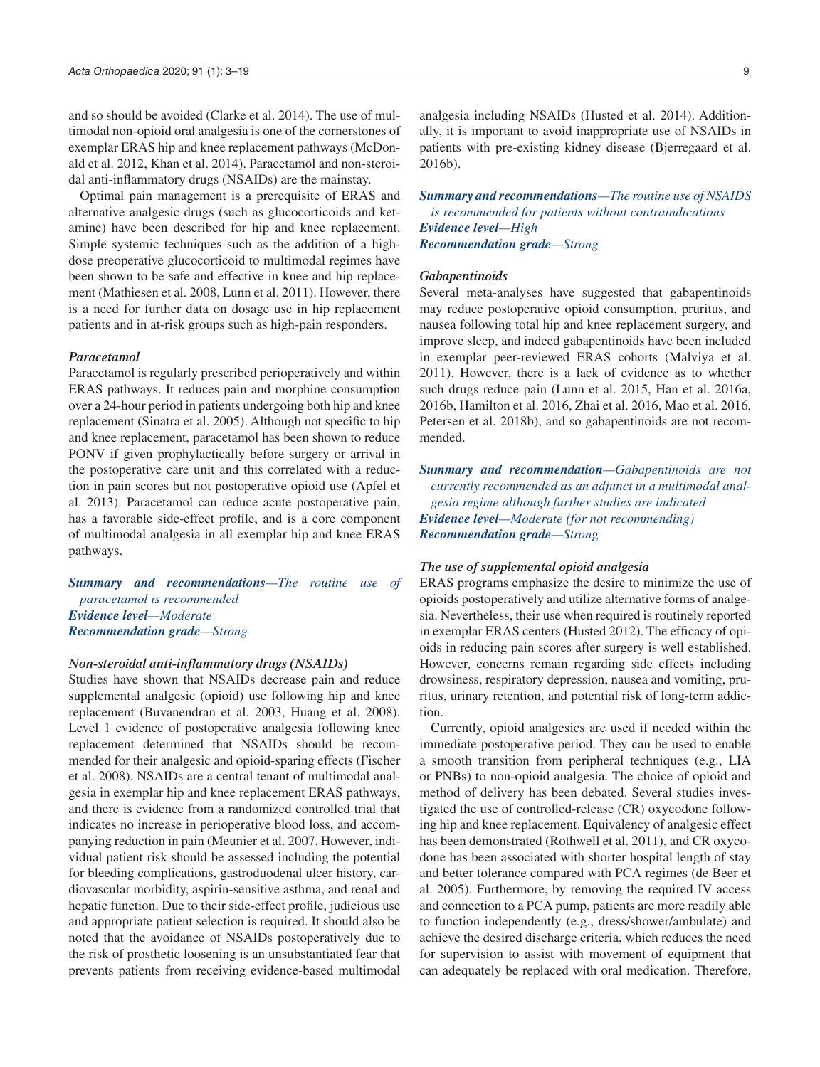and so should be avoided (Clarke et al. 2014). The use of multimodal non-opioid oral analgesia is one of the cornerstones of exemplar ERAS hip and knee replacement pathways (McDonald et al. 2012, Khan et al. 2014). Paracetamol and non-steroidal anti-inflammatory drugs (NSAIDs) are the mainstay.

Optimal pain management is a prerequisite of ERAS and alternative analgesic drugs (such as glucocorticoids and ketamine) have been described for hip and knee replacement. Simple systemic techniques such as the addition of a high-dose preoperative glucocorticoid to multimodal regimes have been shown to be safe and effective in knee and hip replacement (Mathiesen et al. 2008, Lunn et al. 2011). However, there is a need for further data on dosage use in hip replacement patients and in at-risk groups such as high-pain responders.

### *Paracetamol*

Paracetamol is regularly prescribed perioperatively and within ERAS pathways. It reduces pain and morphine consumption over a 24-hour period in patients undergoing both hip and knee replacement (Sinatra et al. 2005). Although not specific to hip and knee replacement, paracetamol has been shown to reduce PONV if given prophylactically before surgery or arrival in the postoperative care unit and this correlated with a reduction in pain scores but not postoperative opioid use (Apfel et al. 2013). Paracetamol can reduce acute postoperative pain, has a favorable side-effect profile, and is a core component of multimodal analgesia in all exemplar hip and knee ERAS pathways.

***Summary and recommendations****—The routine use of paracetamol is recommended*
***Evidence level****—Moderate*
***Recommendation grade****—Strong*

### *Non-steroidal anti-inflammatory drugs (NSAIDs)*

Studies have shown that NSAIDs decrease pain and reduce supplemental analgesic (opioid) use following hip and knee replacement (Buvanendran et al. 2003, Huang et al. 2008). Level 1 evidence of postoperative analgesia following knee replacement determined that NSAIDs should be recommended for their analgesic and opioid-sparing effects (Fischer et al. 2008). NSAIDs are a central tenant of multimodal analgesia in exemplar hip and knee replacement ERAS pathways, and there is evidence from a randomized controlled trial that indicates no increase in perioperative blood loss, and accompanying reduction in pain (Meunier et al. 2007. However, individual patient risk should be assessed including the potential for bleeding complications, gastroduodenal ulcer history, cardiovascular morbidity, aspirin-sensitive asthma, and renal and hepatic function. Due to their side-effect profile, judicious use and appropriate patient selection is required. It should also be noted that the avoidance of NSAIDs postoperatively due to the risk of prosthetic loosening is an unsubstantiated fear that prevents patients from receiving evidence-based multimodal analgesia including NSAIDs (Husted et al. 2014). Additionally, it is important to avoid inappropriate use of NSAIDs in patients with pre-existing kidney disease (Bjerregaard et al. 2016b).

***Summary and recommendations****—The routine use of NSAIDS is recommended for patients without contraindications*
***Evidence level****—High*
***Recommendation grade****—Strong*

### *Gabapentinoids*

Several meta-analyses have suggested that gabapentinoids may reduce postoperative opioid consumption, pruritus, and nausea following total hip and knee replacement surgery, and improve sleep, and indeed gabapentinoids have been included in exemplar peer-reviewed ERAS cohorts (Malviya et al. 2011). However, there is a lack of evidence as to whether such drugs reduce pain (Lunn et al. 2015, Han et al. 2016a, 2016b, Hamilton et al. 2016, Zhai et al. 2016, Mao et al. 2016, Petersen et al. 2018b), and so gabapentinoids are not recommended.

***Summary and recommendation****—Gabapentinoids are not currently recommended as an adjunct in a multimodal analgesia regime although further studies are indicated*
***Evidence level****—Moderate (for not recommending)*
***Recommendation grade****—Strong*

### *The use of supplemental opioid analgesia*

ERAS programs emphasize the desire to minimize the use of opioids postoperatively and utilize alternative forms of analgesia. Nevertheless, their use when required is routinely reported in exemplar ERAS centers (Husted 2012). The efficacy of opioids in reducing pain scores after surgery is well established. However, concerns remain regarding side effects including drowsiness, respiratory depression, nausea and vomiting, pruritus, urinary retention, and potential risk of long-term addiction.

Currently, opioid analgesics are used if needed within the immediate postoperative period. They can be used to enable a smooth transition from peripheral techniques (e.g., LIA or PNBs) to non-opioid analgesia. The choice of opioid and method of delivery has been debated. Several studies investigated the use of controlled-release (CR) oxycodone following hip and knee replacement. Equivalency of analgesic effect has been demonstrated (Rothwell et al. 2011), and CR oxycodone has been associated with shorter hospital length of stay and better tolerance compared with PCA regimes (de Beer et al. 2005). Furthermore, by removing the required IV access and connection to a PCA pump, patients are more readily able to function independently (e.g., dress/shower/ambulate) and achieve the desired discharge criteria, which reduces the need for supervision to assist with movement of equipment that can adequately be replaced with oral medication. Therefore,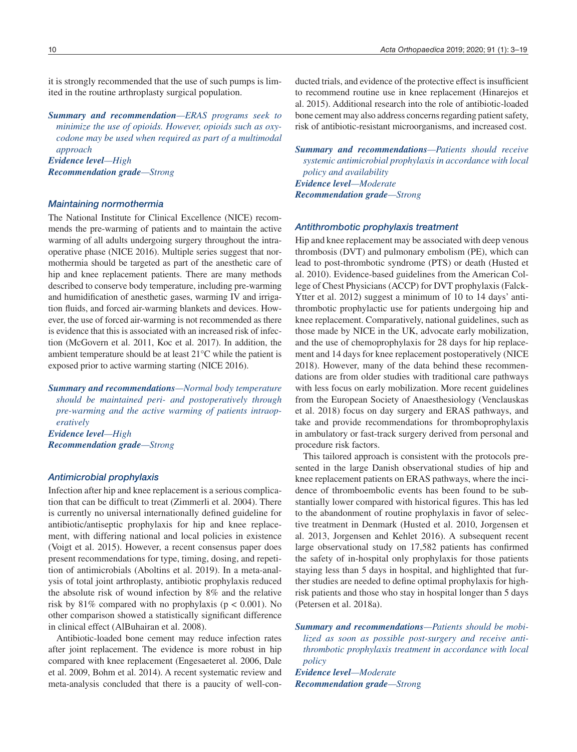it is strongly recommended that the use of such pumps is limited in the routine arthroplasty surgical population.

***Summary and recommendation**—ERAS programs seek to minimize the use of opioids. However, opioids such as oxycodone may be used when required as part of a multimodal approach*
***Evidence level**—High*
***Recommendation grade**—Strong*

### *Maintaining normothermia*

The National Institute for Clinical Excellence (NICE) recommends the pre-warming of patients and to maintain the active warming of all adults undergoing surgery throughout the intraoperative phase (NICE 2016). Multiple series suggest that normothermia should be targeted as part of the anesthetic care of hip and knee replacement patients. There are many methods described to conserve body temperature, including pre-warming and humidification of anesthetic gases, warming IV and irrigation fluids, and forced air-warming blankets and devices. However, the use of forced air-warming is not recommended as there is evidence that this is associated with an increased risk of infection (McGovern et al. 2011, Koc et al. 2017). In addition, the ambient temperature should be at least 21°C while the patient is exposed prior to active warming starting (NICE 2016).

***Summary and recommendations**—Normal body temperature should be maintained peri- and postoperatively through pre-warming and the active warming of patients intraoperatively*
***Evidence level**—High*
***Recommendation grade**—Strong*

### *Antimicrobial prophylaxis*

Infection after hip and knee replacement is a serious complication that can be difficult to treat (Zimmerli et al. 2004). There is currently no universal internationally defined guideline for antibiotic/antiseptic prophylaxis for hip and knee replacement, with differing national and local policies in existence (Voigt et al. 2015). However, a recent consensus paper does present recommendations for type, timing, dosing, and repetition of antimicrobials (Aboltins et al. 2019). In a meta-analysis of total joint arthroplasty, antibiotic prophylaxis reduced the absolute risk of wound infection by 8% and the relative risk by 81% compared with no prophylaxis ($p < 0.001$). No other comparison showed a statistically significant difference in clinical effect (AlBuhairan et al. 2008).

Antibiotic-loaded bone cement may reduce infection rates after joint replacement. The evidence is more robust in hip compared with knee replacement (Engesaeteret al. 2006, Dale et al. 2009, Bohm et al. 2014). A recent systematic review and meta-analysis concluded that there is a paucity of well-conducted trials, and evidence of the protective effect is insufficient to recommend routine use in knee replacement (Hinarejos et al. 2015). Additional research into the role of antibiotic-loaded bone cement may also address concerns regarding patient safety, risk of antibiotic-resistant microorganisms, and increased cost.

***Summary and recommendations**—Patients should receive systemic antimicrobial prophylaxis in accordance with local policy and availability*
***Evidence level**—Moderate*
***Recommendation grade**—Strong*

### *Antithrombotic prophylaxis treatment*

Hip and knee replacement may be associated with deep venous thrombosis (DVT) and pulmonary embolism (PE), which can lead to post-thrombotic syndrome (PTS) or death (Husted et al. 2010). Evidence-based guidelines from the American College of Chest Physicians (ACCP) for DVT prophylaxis (Falck-Ytter et al. 2012) suggest a minimum of 10 to 14 days' antithrombotic prophylactic use for patients undergoing hip and knee replacement. Comparatively, national guidelines, such as those made by NICE in the UK, advocate early mobilization, and the use of chemoprophylaxis for 28 days for hip replacement and 14 days for knee replacement postoperatively (NICE 2018). However, many of the data behind these recommendations are from older studies with traditional care pathways with less focus on early mobilization. More recent guidelines from the European Society of Anaesthesiology (Venclauskas et al. 2018) focus on day surgery and ERAS pathways, and take and provide recommendations for thromboprophylaxis in ambulatory or fast-track surgery derived from personal and procedure risk factors.

This tailored approach is consistent with the protocols presented in the large Danish observational studies of hip and knee replacement patients on ERAS pathways, where the incidence of thromboembolic events has been found to be substantially lower compared with historical figures. This has led to the abandonment of routine prophylaxis in favor of selective treatment in Denmark (Husted et al. 2010, Jorgensen et al. 2013, Jorgensen and Kehlet 2016). A subsequent recent large observational study on 17,582 patients has confirmed the safety of in-hospital only prophylaxis for those patients staying less than 5 days in hospital, and highlighted that further studies are needed to define optimal prophylaxis for high-risk patients and those who stay in hospital longer than 5 days (Petersen et al. 2018a).

***Summary and recommendations**—Patients should be mobilized as soon as possible post-surgery and receive antithrombotic prophylaxis treatment in accordance with local policy*
***Evidence level**—Moderate*
***Recommendation grade**—Strong*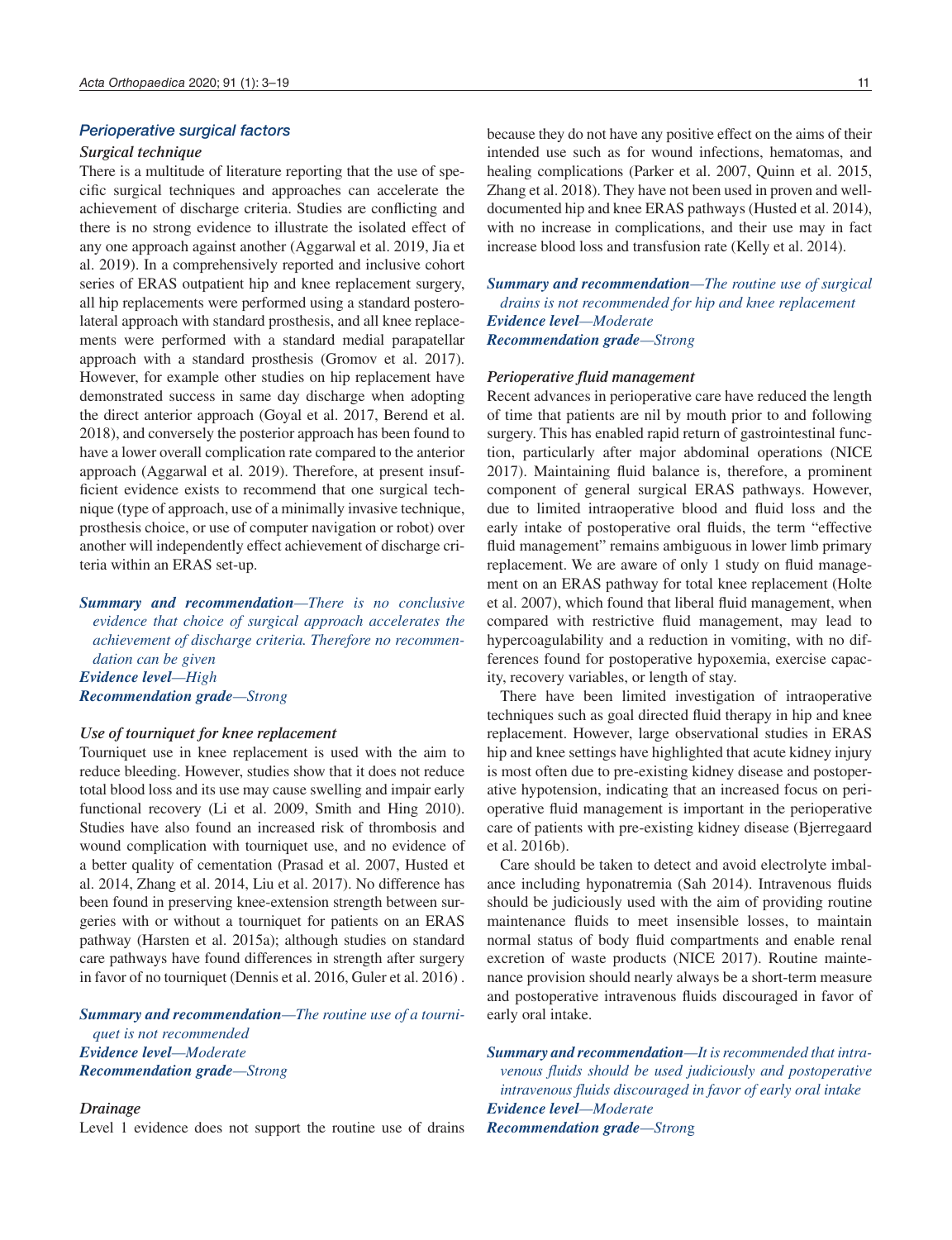### *Perioperative surgical factors*

#### *Surgical technique*

There is a multitude of literature reporting that the use of specific surgical techniques and approaches can accelerate the achievement of discharge criteria. Studies are conflicting and there is no strong evidence to illustrate the isolated effect of any one approach against another (Aggarwal et al. 2019, Jia et al. 2019). In a comprehensively reported and inclusive cohort series of ERAS outpatient hip and knee replacement surgery, all hip replacements were performed using a standard posterolateral approach with standard prosthesis, and all knee replacements were performed with a standard medial parapatellar approach with a standard prosthesis (Gromov et al. 2017). However, for example other studies on hip replacement have demonstrated success in same day discharge when adopting the direct anterior approach (Goyal et al. 2017, Berend et al. 2018), and conversely the posterior approach has been found to have a lower overall complication rate compared to the anterior approach (Aggarwal et al. 2019). Therefore, at present insufficient evidence exists to recommend that one surgical technique (type of approach, use of a minimally invasive technique, prosthesis choice, or use of computer navigation or robot) over another will independently effect achievement of discharge criteria within an ERAS set-up.

***Summary and recommendation****—There is no conclusive evidence that choice of surgical approach accelerates the achievement of discharge criteria. Therefore no recommendation can be given*
***Evidence level****—High*
***Recommendation grade****—Strong*

#### *Use of tourniquet for knee replacement*

Tourniquet use in knee replacement is used with the aim to reduce bleeding. However, studies show that it does not reduce total blood loss and its use may cause swelling and impair early functional recovery (Li et al. 2009, Smith and Hing 2010). Studies have also found an increased risk of thrombosis and wound complication with tourniquet use, and no evidence of a better quality of cementation (Prasad et al. 2007, Husted et al. 2014, Zhang et al. 2014, Liu et al. 2017). No difference has been found in preserving knee-extension strength between surgeries with or without a tourniquet for patients on an ERAS pathway (Harsten et al. 2015a); although studies on standard care pathways have found differences in strength after surgery in favor of no tourniquet (Dennis et al. 2016, Guler et al. 2016) .

***Summary and recommendation****—The routine use of a tourniquet is not recommended*
***Evidence level****—Moderate*
***Recommendation grade****—Strong*

#### *Drainage*

Level 1 evidence does not support the routine use of drains because they do not have any positive effect on the aims of their intended use such as for wound infections, hematomas, and healing complications (Parker et al. 2007, Quinn et al. 2015, Zhang et al. 2018). They have not been used in proven and well-documented hip and knee ERAS pathways (Husted et al. 2014), with no increase in complications, and their use may in fact increase blood loss and transfusion rate (Kelly et al. 2014).

***Summary and recommendation****—The routine use of surgical drains is not recommended for hip and knee replacement*
***Evidence level****—Moderate*
***Recommendation grade****—Strong*

#### *Perioperative fluid management*

Recent advances in perioperative care have reduced the length of time that patients are nil by mouth prior to and following surgery. This has enabled rapid return of gastrointestinal function, particularly after major abdominal operations (NICE 2017). Maintaining fluid balance is, therefore, a prominent component of general surgical ERAS pathways. However, due to limited intraoperative blood and fluid loss and the early intake of postoperative oral fluids, the term "effective fluid management" remains ambiguous in lower limb primary replacement. We are aware of only 1 study on fluid management on an ERAS pathway for total knee replacement (Holte et al. 2007), which found that liberal fluid management, when compared with restrictive fluid management, may lead to hypercoagulability and a reduction in vomiting, with no differences found for postoperative hypoxemia, exercise capacity, recovery variables, or length of stay.

There have been limited investigation of intraoperative techniques such as goal directed fluid therapy in hip and knee replacement. However, large observational studies in ERAS hip and knee settings have highlighted that acute kidney injury is most often due to pre-existing kidney disease and postoperative hypotension, indicating that an increased focus on perioperative fluid management is important in the perioperative care of patients with pre-existing kidney disease (Bjerregaard et al. 2016b).

Care should be taken to detect and avoid electrolyte imbalance including hyponatremia (Sah 2014). Intravenous fluids should be judiciously used with the aim of providing routine maintenance fluids to meet insensible losses, to maintain normal status of body fluid compartments and enable renal excretion of waste products (NICE 2017). Routine maintenance provision should nearly always be a short-term measure and postoperative intravenous fluids discouraged in favor of early oral intake.

***Summary and recommendation****—It is recommended that intravenous fluids should be used judiciously and postoperative intravenous fluids discouraged in favor of early oral intake*
***Evidence level****—Moderate*
***Recommendation grade****—Strong*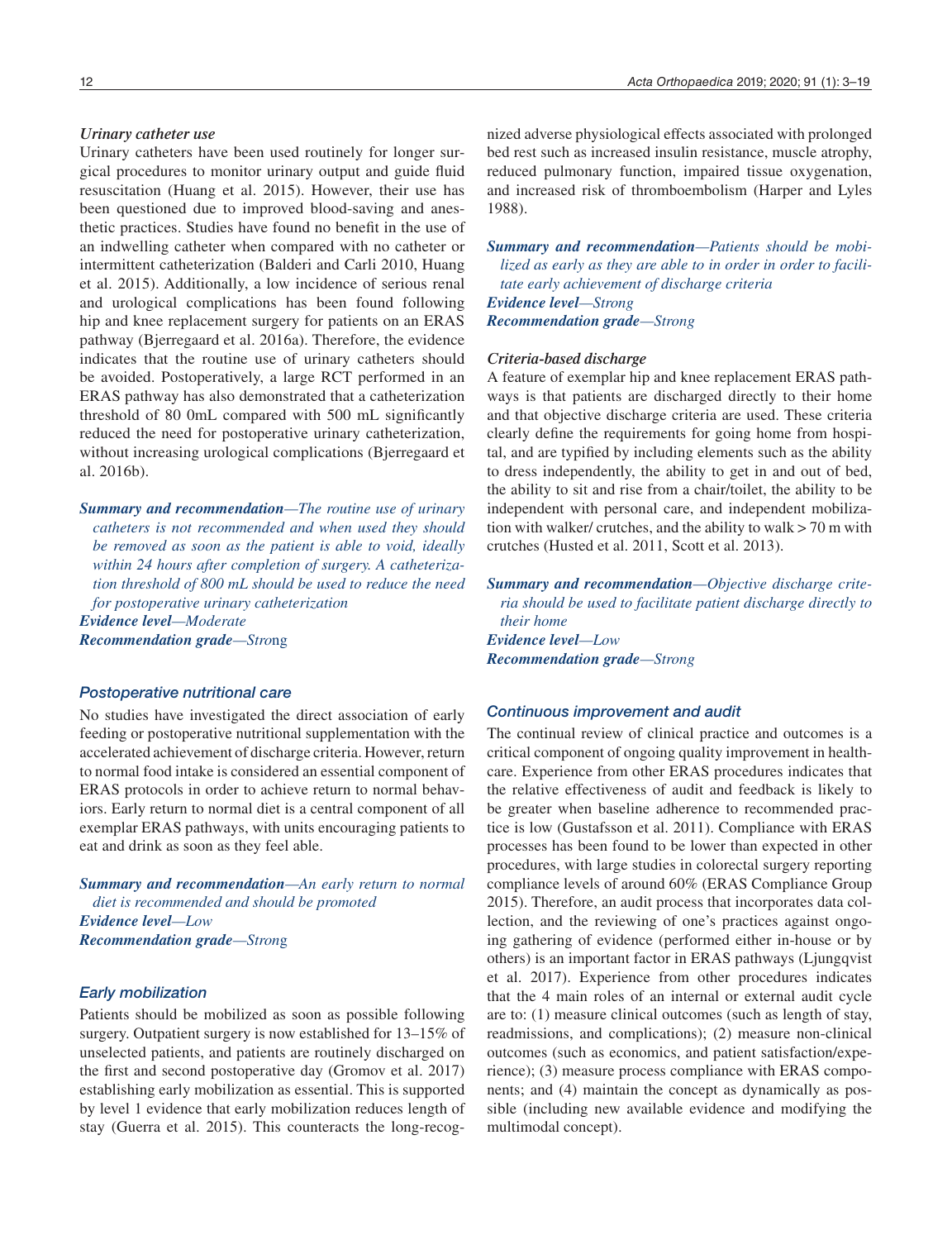### Urinary catheter use

Urinary catheters have been used routinely for longer surgical procedures to monitor urinary output and guide fluid resuscitation (Huang et al. 2015). However, their use has been questioned due to improved blood-saving and anesthetic practices. Studies have found no benefit in the use of an indwelling catheter when compared with no catheter or intermittent catheterization (Balderi and Carli 2010, Huang et al. 2015). Additionally, a low incidence of serious renal and urological complications has been found following hip and knee replacement surgery for patients on an ERAS pathway (Bjerregaard et al. 2016a). Therefore, the evidence indicates that the routine use of urinary catheters should be avoided. Postoperatively, a large RCT performed in an ERAS pathway has also demonstrated that a catheterization threshold of 80 0mL compared with 500 mL significantly reduced the need for postoperative urinary catheterization, without increasing urological complications (Bjerregaard et al. 2016b).

***Summary and recommendation****—The routine use of urinary catheters is not recommended and when used they should be removed as soon as the patient is able to void, ideally within 24 hours after completion of surgery. A catheterization threshold of 800 mL should be used to reduce the need for postoperative urinary catheterization*

***Evidence level****—Moderate*

***Recommendation grade****—Strong*

### Postoperative nutritional care

No studies have investigated the direct association of early feeding or postoperative nutritional supplementation with the accelerated achievement of discharge criteria. However, return to normal food intake is considered an essential component of ERAS protocols in order to achieve return to normal behaviors. Early return to normal diet is a central component of all exemplar ERAS pathways, with units encouraging patients to eat and drink as soon as they feel able.

***Summary and recommendation****—An early return to normal diet is recommended and should be promoted*

***Evidence level****—Low*

***Recommendation grade****—Strong*

### Early mobilization

Patients should be mobilized as soon as possible following surgery. Outpatient surgery is now established for 13–15% of unselected patients, and patients are routinely discharged on the first and second postoperative day (Gromov et al. 2017) establishing early mobilization as essential. This is supported by level 1 evidence that early mobilization reduces length of stay (Guerra et al. 2015). This counteracts the long-recognized adverse physiological effects associated with prolonged bed rest such as increased insulin resistance, muscle atrophy, reduced pulmonary function, impaired tissue oxygenation, and increased risk of thromboembolism (Harper and Lyles 1988).

***Summary and recommendation****—Patients should be mobilized as early as they are able to in order in order to facilitate early achievement of discharge criteria*

***Evidence level****—Strong*

***Recommendation grade****—Strong*

### Criteria-based discharge

A feature of exemplar hip and knee replacement ERAS pathways is that patients are discharged directly to their home and that objective discharge criteria are used. These criteria clearly define the requirements for going home from hospital, and are typified by including elements such as the ability to dress independently, the ability to get in and out of bed, the ability to sit and rise from a chair/toilet, the ability to be independent with personal care, and independent mobilization with walker/ crutches, and the ability to walk > 70 m with crutches (Husted et al. 2011, Scott et al. 2013).

***Summary and recommendation****—Objective discharge criteria should be used to facilitate patient discharge directly to their home*

***Evidence level****—Low*

***Recommendation grade****—Strong*

### Continuous improvement and audit

The continual review of clinical practice and outcomes is a critical component of ongoing quality improvement in healthcare. Experience from other ERAS procedures indicates that the relative effectiveness of audit and feedback is likely to be greater when baseline adherence to recommended practice is low (Gustafsson et al. 2011). Compliance with ERAS processes has been found to be lower than expected in other procedures, with large studies in colorectal surgery reporting compliance levels of around 60% (ERAS Compliance Group 2015). Therefore, an audit process that incorporates data collection, and the reviewing of one's practices against ongoing gathering of evidence (performed either in-house or by others) is an important factor in ERAS pathways (Ljungqvist et al. 2017). Experience from other procedures indicates that the 4 main roles of an internal or external audit cycle are to: (1) measure clinical outcomes (such as length of stay, readmissions, and complications); (2) measure non-clinical outcomes (such as economics, and patient satisfaction/experience); (3) measure process compliance with ERAS components; and (4) maintain the concept as dynamically as possible (including new available evidence and modifying the multimodal concept).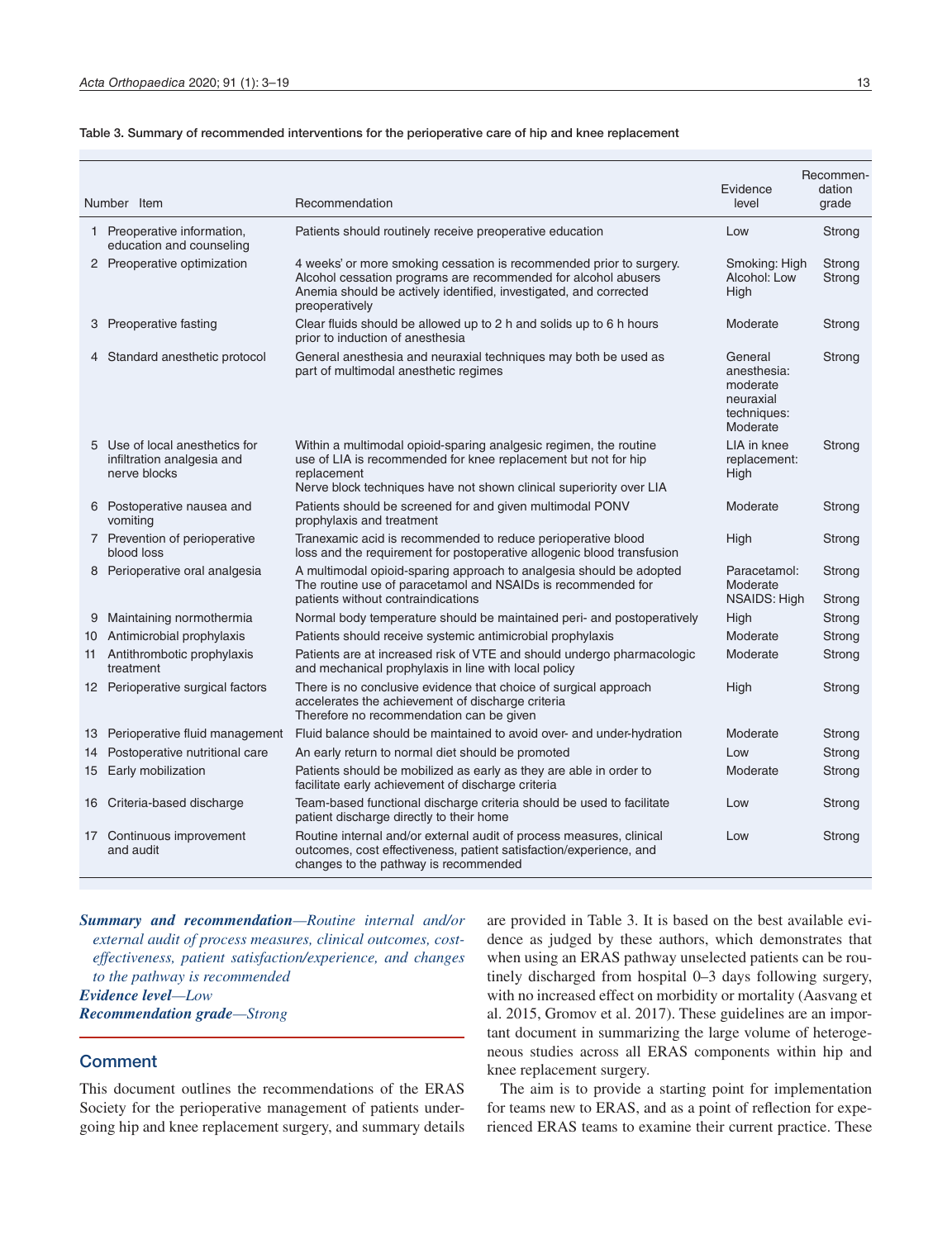Table 3. Summary of recommended interventions for the perioperative care of hip and knee replacement

| Number | Item | Recommendation | Evidence level | Recommendation grade |
|---|---|---|---|---|
| 1 | Preoperative information, education and counseling | Patients should routinely receive preoperative education | Low | Strong |
| 2 | Preoperative optimization | 4 weeks' or more smoking cessation is recommended prior to surgery. Alcohol cessation programs are recommended for alcohol abusers Anemia should be actively identified, investigated, and corrected preoperatively | Smoking: High Alcohol: Low High | Strong Strong |
| 3 | Preoperative fasting | Clear fluids should be allowed up to 2 h and solids up to 6 h hours prior to induction of anesthesia | Moderate | Strong |
| 4 | Standard anesthetic protocol | General anesthesia and neuraxial techniques may both be used as part of multimodal anesthetic regimes | General anesthesia: moderate neuraxial techniques: Moderate | Strong |
| 5 | Use of local anesthetics for infiltration analgesia and nerve blocks | Within a multimodal opioid-sparing analgesic regimen, the routine use of LIA is recommended for knee replacement but not for hip replacement Nerve block techniques have not shown clinical superiority over LIA | LIA in knee replacement: High | Strong |
| 6 | Postoperative nausea and vomiting | Patients should be screened for and given multimodal PONV prophylaxis and treatment | Moderate | Strong |
| 7 | Prevention of perioperative blood loss | Tranexamic acid is recommended to reduce perioperative blood loss and the requirement for postoperative allogenic blood transfusion | High | Strong |
| 8 | Perioperative oral analgesia | A multimodal opioid-sparing approach to analgesia should be adopted The routine use of paracetamol and NSAIDs is recommended for patients without contraindications | Paracetamol: Moderate NSAIDS: High | Strong Strong |
| 9 | Maintaining normothermia | Normal body temperature should be maintained peri- and postoperatively | High | Strong |
| 10 | Antimicrobial prophylaxis | Patients should receive systemic antimicrobial prophylaxis | Moderate | Strong |
| 11 | Antithrombotic prophylaxis treatment | Patients are at increased risk of VTE and should undergo pharmacologic and mechanical prophylaxis in line with local policy | Moderate | Strong |
| 12 | Perioperative surgical factors | There is no conclusive evidence that choice of surgical approach accelerates the achievement of discharge criteria Therefore no recommendation can be given | High | Strong |
| 13 | Perioperative fluid management | Fluid balance should be maintained to avoid over- and under-hydration | Moderate | Strong |
| 14 | Postoperative nutritional care | An early return to normal diet should be promoted | Low | Strong |
| 15 | Early mobilization | Patients should be mobilized as early as they are able in order to facilitate early achievement of discharge criteria | Moderate | Strong |
| 16 | Criteria-based discharge | Team-based functional discharge criteria should be used to facilitate patient discharge directly to their home | Low | Strong |
| 17 | Continuous improvement and audit | Routine internal and/or external audit of process measures, clinical outcomes, cost effectiveness, patient satisfaction/experience, and changes to the pathway is recommended | Low | Strong |

***Summary and recommendation****—Routine internal and/or external audit of process measures, clinical outcomes, cost-effectiveness, patient satisfaction/experience, and changes to the pathway is recommended*

***Evidence level****—Low*

***Recommendation grade****—Strong*

## Comment

This document outlines the recommendations of the ERAS Society for the perioperative management of patients undergoing hip and knee replacement surgery, and summary details are provided in Table 3. It is based on the best available evidence as judged by these authors, which demonstrates that when using an ERAS pathway unselected patients can be routinely discharged from hospital 0–3 days following surgery, with no increased effect on morbidity or mortality (Aasvang et al. 2015, Gromov et al. 2017). These guidelines are an important document in summarizing the large volume of heterogeneous studies across all ERAS components within hip and knee replacement surgery.

The aim is to provide a starting point for implementation for teams new to ERAS, and as a point of reflection for experienced ERAS teams to examine their current practice. These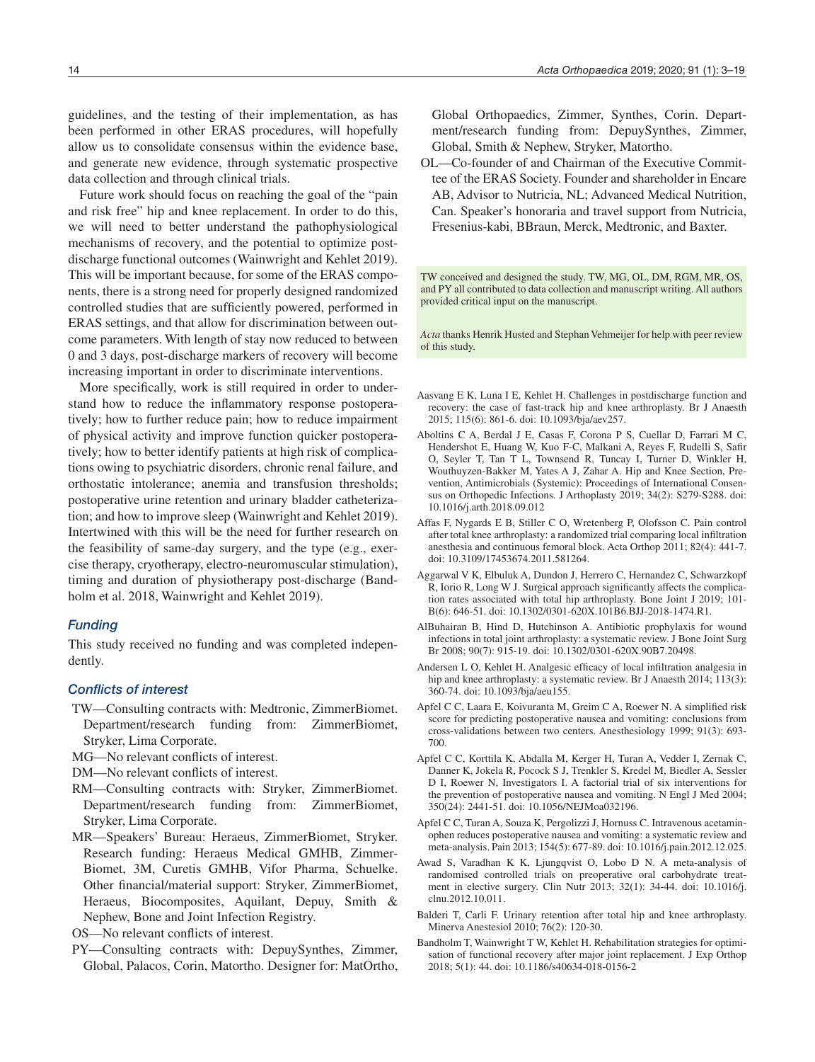guidelines, and the testing of their implementation, as has been performed in other ERAS procedures, will hopefully allow us to consolidate consensus within the evidence base, and generate new evidence, through systematic prospective data collection and through clinical trials.

Future work should focus on reaching the goal of the "pain and risk free" hip and knee replacement. In order to do this, we will need to better understand the pathophysiological mechanisms of recovery, and the potential to optimize post-discharge functional outcomes (Wainwright and Kehlet 2019). This will be important because, for some of the ERAS components, there is a strong need for properly designed randomized controlled studies that are sufficiently powered, performed in ERAS settings, and that allow for discrimination between outcome parameters. With length of stay now reduced to between 0 and 3 days, post-discharge markers of recovery will become increasing important in order to discriminate interventions.

More specifically, work is still required in order to understand how to reduce the inflammatory response postoperatively; how to further reduce pain; how to reduce impairment of physical activity and improve function quicker postoperatively; how to better identify patients at high risk of complications owing to psychiatric disorders, chronic renal failure, and orthostatic intolerance; anemia and transfusion thresholds; postoperative urine retention and urinary bladder catheterization; and how to improve sleep (Wainwright and Kehlet 2019). Intertwined with this will be the need for further research on the feasibility of same-day surgery, and the type (e.g., exercise therapy, cryotherapy, electro-neuromuscular stimulation), timing and duration of physiotherapy post-discharge (Bandholm et al. 2018, Wainwright and Kehlet 2019).

### Funding

This study received no funding and was completed independently.

### Conflicts of interest

TW—Consulting contracts with: Medtronic, ZimmerBiomet. Department/research funding from: ZimmerBiomet, Stryker, Lima Corporate.

MG—No relevant conflicts of interest.

DM—No relevant conflicts of interest.

RM—Consulting contracts with: Stryker, ZimmerBiomet. Department/research funding from: ZimmerBiomet, Stryker, Lima Corporate.

MR—Speakers' Bureau: Heraeus, ZimmerBiomet, Stryker. Research funding: Heraeus Medical GMHB, ZimmerBiomet, 3M, Curetis GMHB, Vifor Pharma, Schuelke. Other financial/material support: Stryker, ZimmerBiomet, Heraeus, Biocomposites, Aquilant, Depuy, Smith & Nephew, Bone and Joint Infection Registry.

OS—No relevant conflicts of interest.

PY—Consulting contracts with: DepuySynthes, Zimmer, Global, Palacos, Corin, Matortho. Designer for: MatOrtho, Global Orthopaedics, Zimmer, Synthes, Corin. Department/research funding from: DepuySynthes, Zimmer, Global, Smith & Nephew, Stryker, Matortho.

OL—Co-founder of and Chairman of the Executive Committee of the ERAS Society. Founder and shareholder in Encare AB, Advisor to Nutricia, NL; Advanced Medical Nutrition, Can. Speaker's honoraria and travel support from Nutricia, Fresenius-kabi, BBraun, Merck, Medtronic, and Baxter.

TW conceived and designed the study. TW, MG, OL, DM, RGM, MR, OS, and PY all contributed to data collection and manuscript writing. All authors provided critical input on the manuscript.

*Acta* thanks Henrik Husted and Stephan Vehmeijer for help with peer review of this study.

Aasvang E K, Luna I E, Kehlet H. Challenges in postdischarge function and recovery: the case of fast-track hip and knee arthroplasty. Br J Anaesth 2015; 115(6): 861-6. doi: 10.1093/bja/aev257.

Aboltins C A, Berdal J E, Casas F, Corona P S, Cuellar D, Farrari M C, Hendershot E, Huang W, Kuo F-C, Malkani A, Reyes F, Rudelli S, Safir O, Seyler T, Tan T L, Townsend R, Tuncay I, Turner D, Winkler H, Wouthuyzen-Bakker M, Yates A J, Zahar A. Hip and Knee Section, Prevention, Antimicrobials (Systemic): Proceedings of International Consensus on Orthopedic Infections. J Arthoplasty 2019; 34(2): S279-S288. doi: 10.1016/j.arth.2018.09.012

Affas F, Nygards E B, Stiller C O, Wretenberg P, Olofsson C. Pain control after total knee arthroplasty: a randomized trial comparing local infiltration anesthesia and continuous femoral block. Acta Orthop 2011; 82(4): 441-7. doi: 10.3109/17453674.2011.581264.

Aggarwal V K, Elbuluk A, Dundon J, Herrero C, Hernandez C, Schwarzkopf R, Iorio R, Long W J. Surgical approach significantly affects the complication rates associated with total hip arthroplasty. Bone Joint J 2019; 101-B(6): 646-51. doi: 10.1302/0301-620X.101B6.BJJ-2018-1474.R1.

AlBuhairan B, Hind D, Hutchinson A. Antibiotic prophylaxis for wound infections in total joint arthroplasty: a systematic review. J Bone Joint Surg Br 2008; 90(7): 915-19. doi: 10.1302/0301-620X.90B7.20498.

Andersen L O, Kehlet H. Analgesic efficacy of local infiltration analgesia in hip and knee arthroplasty: a systematic review. Br J Anaesth 2014; 113(3): 360-74. doi: 10.1093/bja/aeu155.

Apfel C C, Laara E, Koivuranta M, Greim C A, Roewer N. A simplified risk score for predicting postoperative nausea and vomiting: conclusions from cross-validations between two centers. Anesthesiology 1999; 91(3): 693-700.

Apfel C C, Korttila K, Abdalla M, Kerger H, Turan A, Vedder I, Zernak C, Danner K, Jokela R, Pocock S J, Trenkler S, Kredel M, Biedler A, Sessler D I, Roewer N, Investigators I. A factorial trial of six interventions for the prevention of postoperative nausea and vomiting. N Engl J Med 2004; 350(24): 2441-51. doi: 10.1056/NEJMoa032196.

Apfel C C, Turan A, Souza K, Pergolizzi J, Hornuss C. Intravenous acetaminophen reduces postoperative nausea and vomiting: a systematic review and meta-analysis. Pain 2013; 154(5): 677-89. doi: 10.1016/j.pain.2012.12.025.

Awad S, Varadhan K K, Ljungqvist O, Lobo D N. A meta-analysis of randomised controlled trials on preoperative oral carbohydrate treatment in elective surgery. Clin Nutr 2013; 32(1): 34-44. doi: 10.1016/j.clnu.2012.10.011.

Balderi T, Carli F. Urinary retention after total hip and knee arthroplasty. Minerva Anestesiol 2010; 76(2): 120-30.

Bandholm T, Wainwright T W, Kehlet H. Rehabilitation strategies for optimisation of functional recovery after major joint replacement. J Exp Orthop 2018; 5(1): 44. doi: 10.1186/s40634-018-0156-2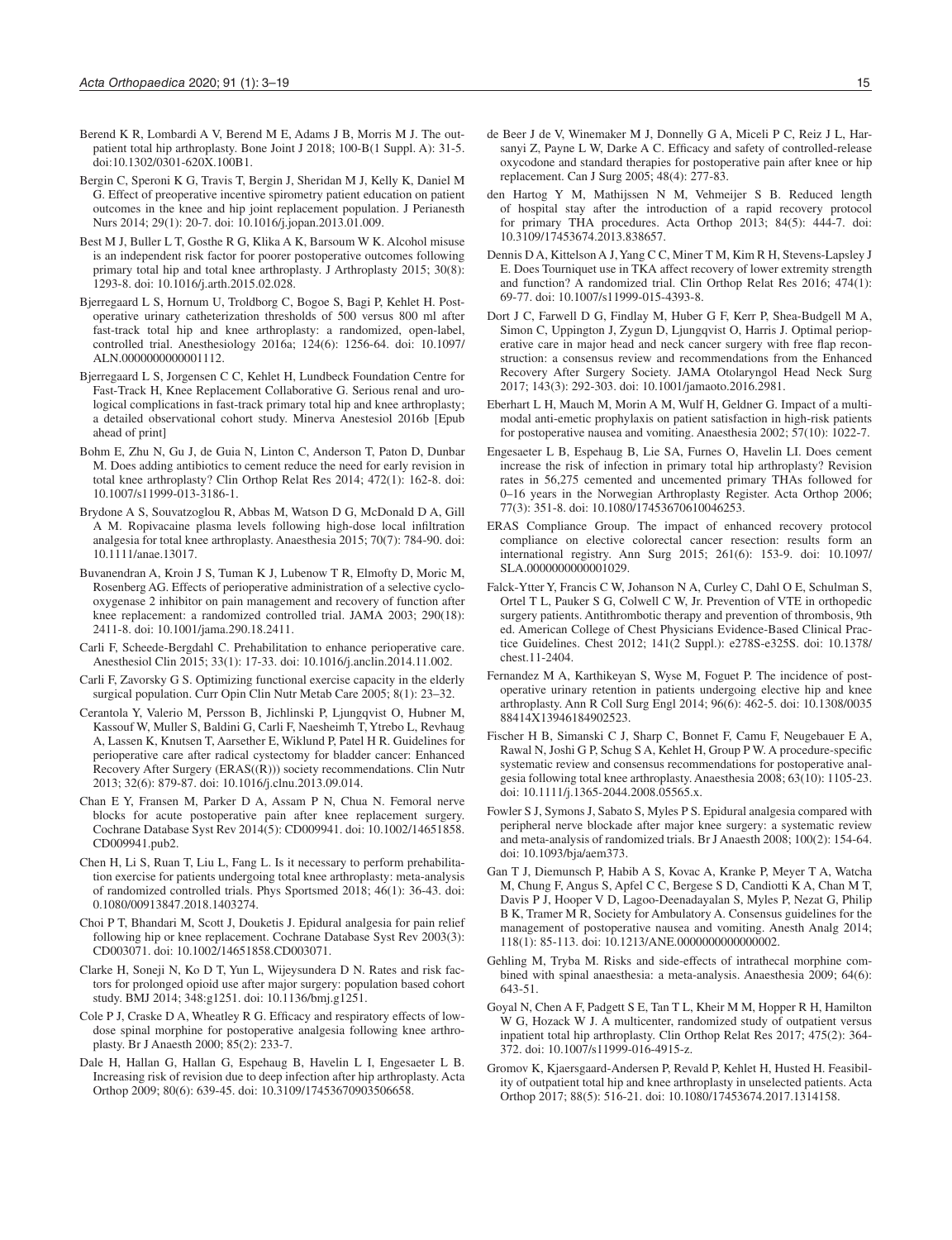Berend K R, Lombardi A V, Berend M E, Adams J B, Morris M J. The outpatient total hip arthroplasty. Bone Joint J 2018; 100-B(1 Suppl. A): 31-5. doi:10.1302/0301-620X.100B1.

Bergin C, Speroni K G, Travis T, Bergin J, Sheridan M J, Kelly K, Daniel M G. Effect of preoperative incentive spirometry patient education on patient outcomes in the knee and hip joint replacement population. J Perianesth Nurs 2014; 29(1): 20-7. doi: 10.1016/j.jopan.2013.01.009.

Best M J, Buller L T, Gosthe R G, Klika A K, Barsoum W K. Alcohol misuse is an independent risk factor for poorer postoperative outcomes following primary total hip and total knee arthroplasty. J Arthroplasty 2015; 30(8): 1293-8. doi: 10.1016/j.arth.2015.02.028.

Bjerregaard L S, Hornum U, Troldborg C, Bogoe S, Bagi P, Kehlet H. Postoperative urinary catheterization thresholds of 500 versus 800 ml after fast-track total hip and knee arthroplasty: a randomized, open-label, controlled trial. Anesthesiology 2016a; 124(6): 1256-64. doi: 10.1097/ALN.0000000000001112.

Bjerregaard L S, Jorgensen C C, Kehlet H, Lundbeck Foundation Centre for Fast-Track H, Knee Replacement Collaborative G. Serious renal and urological complications in fast-track primary total hip and knee arthroplasty; a detailed observational cohort study. Minerva Anestesiol 2016b [Epub ahead of print]

Bohm E, Zhu N, Gu J, de Guia N, Linton C, Anderson T, Paton D, Dunbar M. Does adding antibiotics to cement reduce the need for early revision in total knee arthroplasty? Clin Orthop Relat Res 2014; 472(1): 162-8. doi: 10.1007/s11999-013-3186-1.

Brydone A S, Souvatzoglou R, Abbas M, Watson D G, McDonald D A, Gill A M. Ropivacaine plasma levels following high-dose local infiltration analgesia for total knee arthroplasty. Anaesthesia 2015; 70(7): 784-90. doi: 10.1111/anae.13017.

Buvanendran A, Kroin J S, Tuman K J, Lubenow T R, Elmofty D, Moric M, Rosenberg AG. Effects of perioperative administration of a selective cyclooxygenase 2 inhibitor on pain management and recovery of function after knee replacement: a randomized controlled trial. JAMA 2003; 290(18): 2411-8. doi: 10.1001/jama.290.18.2411.

Carli F, Scheede-Bergdahl C. Prehabilitation to enhance perioperative care. Anesthesiol Clin 2015; 33(1): 17-33. doi: 10.1016/j.anclin.2014.11.002.

Carli F, Zavorsky G S. Optimizing functional exercise capacity in the elderly surgical population. Curr Opin Clin Nutr Metab Care 2005; 8(1): 23–32.

Cerantola Y, Valerio M, Persson B, Jichlinski P, Ljungqvist O, Hubner M, Kassouf W, Muller S, Baldini G, Carli F, Naesheimh T, Ytrebo L, Revhaug A, Lassen K, Knutsen T, Aarsether E, Wiklund P, Patel H R. Guidelines for perioperative care after radical cystectomy for bladder cancer: Enhanced Recovery After Surgery (ERAS((R))) society recommendations. Clin Nutr 2013; 32(6): 879-87. doi: 10.1016/j.clnu.2013.09.014.

Chan E Y, Fransen M, Parker D A, Assam P N, Chua N. Femoral nerve blocks for acute postoperative pain after knee replacement surgery. Cochrane Database Syst Rev 2014(5): CD009941. doi: 10.1002/14651858.CD009941.pub2.

Chen H, Li S, Ruan T, Liu L, Fang L. Is it necessary to perform prehabilitation exercise for patients undergoing total knee arthroplasty: meta-analysis of randomized controlled trials. Phys Sportsmed 2018; 46(1): 36-43. doi: 0.1080/00913847.2018.1403274.

Choi P T, Bhandari M, Scott J, Douketis J. Epidural analgesia for pain relief following hip or knee replacement. Cochrane Database Syst Rev 2003(3): CD003071. doi: 10.1002/14651858.CD003071.

Clarke H, Soneji N, Ko D T, Yun L, Wijeysundera D N. Rates and risk factors for prolonged opioid use after major surgery: population based cohort study. BMJ 2014; 348:g1251. doi: 10.1136/bmj.g1251.

Cole P J, Craske D A, Wheatley R G. Efficacy and respiratory effects of low-dose spinal morphine for postoperative analgesia following knee arthroplasty. Br J Anaesth 2000; 85(2): 233-7.

Dale H, Hallan G, Hallan G, Espehaug B, Havelin L I, Engesaeter L B. Increasing risk of revision due to deep infection after hip arthroplasty. Acta Orthop 2009; 80(6): 639-45. doi: 10.3109/17453670903506658.

de Beer J de V, Winemaker M J, Donnelly G A, Miceli P C, Reiz J L, Harsanyi Z, Payne L W, Darke A C. Efficacy and safety of controlled-release oxycodone and standard therapies for postoperative pain after knee or hip replacement. Can J Surg 2005; 48(4): 277-83.

den Hartog Y M, Mathijssen N M, Vehmeijer S B. Reduced length of hospital stay after the introduction of a rapid recovery protocol for primary THA procedures. Acta Orthop 2013; 84(5): 444-7. doi: 10.3109/17453674.2013.838657.

Dennis D A, Kittelson A J, Yang C C, Miner T M, Kim R H, Stevens-Lapsley J E. Does Tourniquet use in TKA affect recovery of lower extremity strength and function? A randomized trial. Clin Orthop Relat Res 2016; 474(1): 69-77. doi: 10.1007/s11999-015-4393-8.

Dort J C, Farwell D G, Findlay M, Huber G F, Kerr P, Shea-Budgell M A, Simon C, Uppington J, Zygun D, Ljungqvist O, Harris J. Optimal perioperative care in major head and neck cancer surgery with free flap reconstruction: a consensus review and recommendations from the Enhanced Recovery After Surgery Society. JAMA Otolaryngol Head Neck Surg 2017; 143(3): 292-303. doi: 10.1001/jamaoto.2016.2981.

Eberhart L H, Mauch M, Morin A M, Wulf H, Geldner G. Impact of a multimodal anti-emetic prophylaxis on patient satisfaction in high-risk patients for postoperative nausea and vomiting. Anaesthesia 2002; 57(10): 1022-7.

Engesaeter L B, Espehaug B, Lie SA, Furnes O, Havelin LI. Does cement increase the risk of infection in primary total hip arthroplasty? Revision rates in 56,275 cemented and uncemented primary THAs followed for 0–16 years in the Norwegian Arthroplasty Register. Acta Orthop 2006; 77(3): 351-8. doi: 10.1080/17453670610046253.

ERAS Compliance Group. The impact of enhanced recovery protocol compliance on elective colorectal cancer resection: results form an international registry. Ann Surg 2015; 261(6): 153-9. doi: 10.1097/SLA.0000000000001029.

Falck-Ytter Y, Francis C W, Johanson N A, Curley C, Dahl O E, Schulman S, Ortel T L, Pauker S G, Colwell C W, Jr. Prevention of VTE in orthopedic surgery patients. Antithrombotic therapy and prevention of thrombosis, 9th ed. American College of Chest Physicians Evidence-Based Clinical Practice Guidelines. Chest 2012; 141(2 Suppl.): e278S-e325S. doi: 10.1378/chest.11-2404.

Fernandez M A, Karthikeyan S, Wyse M, Foguet P. The incidence of postoperative urinary retention in patients undergoing elective hip and knee arthroplasty. Ann R Coll Surg Engl 2014; 96(6): 462-5. doi: 10.1308/003588414X13946184902523.

Fischer H B, Simanski C J, Sharp C, Bonnet F, Camu F, Neugebauer E A, Rawal N, Joshi G P, Schug S A, Kehlet H, Group P W. A procedure-specific systematic review and consensus recommendations for postoperative analgesia following total knee arthroplasty. Anaesthesia 2008; 63(10): 1105-23. doi: 10.1111/j.1365-2044.2008.05565.x.

Fowler S J, Symons J, Sabato S, Myles P S. Epidural analgesia compared with peripheral nerve blockade after major knee surgery: a systematic review and meta-analysis of randomized trials. Br J Anaesth 2008; 100(2): 154-64. doi: 10.1093/bja/aem373.

Gan T J, Diemunsch P, Habib A S, Kovac A, Kranke P, Meyer T A, Watcha M, Chung F, Angus S, Apfel C C, Bergese S D, Candiotti K A, Chan M T, Davis P J, Hooper V D, Lagoo-Deenadayalan S, Myles P, Nezat G, Philip B K, Tramer M R, Society for Ambulatory A. Consensus guidelines for the management of postoperative nausea and vomiting. Anesth Analg 2014; 118(1): 85-113. doi: 10.1213/ANE.0000000000000002.

Gehling M, Tryba M. Risks and side-effects of intrathecal morphine combined with spinal anaesthesia: a meta-analysis. Anaesthesia 2009; 64(6): 643-51.

Goyal N, Chen A F, Padgett S E, Tan T L, Kheir M M, Hopper R H, Hamilton W G, Hozack W J. A multicenter, randomized study of outpatient versus inpatient total hip arthroplasty. Clin Orthop Relat Res 2017; 475(2): 364-372. doi: 10.1007/s11999-016-4915-z.

Gromov K, Kjaersgaard-Andersen P, Revald P, Kehlet H, Husted H. Feasibility of outpatient total hip and knee arthroplasty in unselected patients. Acta Orthop 2017; 88(5): 516-21. doi: 10.1080/17453674.2017.1314158.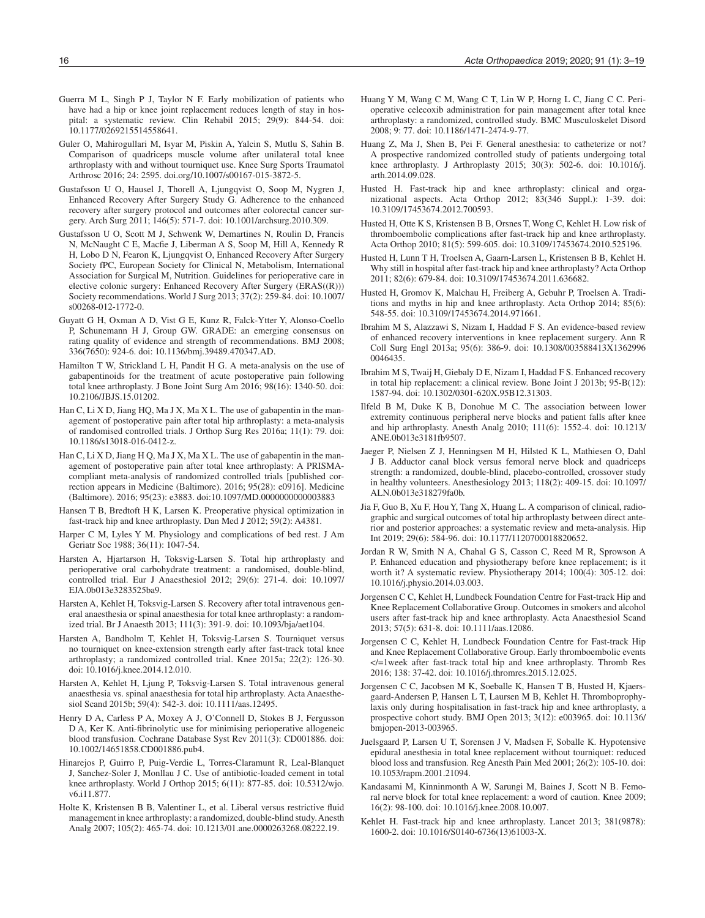Guerra M L, Singh P J, Taylor N F. Early mobilization of patients who have had a hip or knee joint replacement reduces length of stay in hospital: a systematic review. Clin Rehabil 2015; 29(9): 844-54. doi: 10.1177/0269215514558641.

Guler O, Mahirogullari M, Isyar M, Piskin A, Yalcin S, Mutlu S, Sahin B. Comparison of quadriceps muscle volume after unilateral total knee arthroplasty with and without tourniquet use. Knee Surg Sports Traumatol Arthrosc 2016; 24: 2595. doi.org/10.1007/s00167-015-3872-5.

Gustafsson U O, Hausel J, Thorell A, Ljungqvist O, Soop M, Nygren J, Enhanced Recovery After Surgery Study G. Adherence to the enhanced recovery after surgery protocol and outcomes after colorectal cancer surgery. Arch Surg 2011; 146(5): 571-7. doi: 10.1001/archsurg.2010.309.

Gustafsson U O, Scott M J, Schwenk W, Demartines N, Roulin D, Francis N, McNaught C E, Macfie J, Liberman A S, Soop M, Hill A, Kennedy R H, Lobo D N, Fearon K, Ljungqvist O, Enhanced Recovery After Surgery Society fPC, European Society for Clinical N, Metabolism, International Association for Surgical M, Nutrition. Guidelines for perioperative care in elective colonic surgery: Enhanced Recovery After Surgery (ERAS((R))) Society recommendations. World J Surg 2013; 37(2): 259-84. doi: 10.1007/s00268-012-1772-0.

Guyatt G H, Oxman A D, Vist G E, Kunz R, Falck-Ytter Y, Alonso-Coello P, Schunemann H J, Group GW. GRADE: an emerging consensus on rating quality of evidence and strength of recommendations. BMJ 2008; 336(7650): 924-6. doi: 10.1136/bmj.39489.470347.AD.

Hamilton T W, Strickland L H, Pandit H G. A meta-analysis on the use of gabapentinoids for the treatment of acute postoperative pain following total knee arthroplasty. J Bone Joint Surg Am 2016; 98(16): 1340-50. doi: 10.2106/JBJS.15.01202.

Han C, Li X D, Jiang HQ, Ma J X, Ma X L. The use of gabapentin in the management of postoperative pain after total hip arthroplasty: a meta-analysis of randomised controlled trials. J Orthop Surg Res 2016a; 11(1): 79. doi: 10.1186/s13018-016-0412-z.

Han C, Li X D, Jiang H Q, Ma J X, Ma X L. The use of gabapentin in the management of postoperative pain after total knee arthroplasty: A PRISMA-compliant meta-analysis of randomized controlled trials [published correction appears in Medicine (Baltimore). 2016; 95(28): e0916]. Medicine (Baltimore). 2016; 95(23): e3883. doi:10.1097/MD.0000000000003883

Hansen T B, Bredtoft H K, Larsen K. Preoperative physical optimization in fast-track hip and knee arthroplasty. Dan Med J 2012; 59(2): A4381.

Harper C M, Lyles Y M. Physiology and complications of bed rest. J Am Geriatr Soc 1988; 36(11): 1047-54.

Harsten A, Hjartarson H, Toksvig-Larsen S. Total hip arthroplasty and perioperative oral carbohydrate treatment: a randomised, double-blind, controlled trial. Eur J Anaesthesiol 2012; 29(6): 271-4. doi: 10.1097/EJA.0b013e3283525ba9.

Harsten A, Kehlet H, Toksvig-Larsen S. Recovery after total intravenous general anaesthesia or spinal anaesthesia for total knee arthroplasty: a randomized trial. Br J Anaesth 2013; 111(3): 391-9. doi: 10.1093/bja/aet104.

Harsten A, Bandholm T, Kehlet H, Toksvig-Larsen S. Tourniquet versus no tourniquet on knee-extension strength early after fast-track total knee arthroplasty; a randomized controlled trial. Knee 2015a; 22(2): 126-30. doi: 10.1016/j.knee.2014.12.010.

Harsten A, Kehlet H, Ljung P, Toksvig-Larsen S. Total intravenous general anaesthesia vs. spinal anaesthesia for total hip arthroplasty. Acta Anaesthesiol Scand 2015b; 59(4): 542-3. doi: 10.1111/aas.12495.

Henry D A, Carless P A, Moxey A J, O'Connell D, Stokes B J, Fergusson D A, Ker K. Anti-fibrinolytic use for minimising perioperative allogeneic blood transfusion. Cochrane Database Syst Rev 2011(3): CD001886. doi: 10.1002/14651858.CD001886.pub4.

Hinarejos P, Guirro P, Puig-Verdie L, Torres-Claramunt R, Leal-Blanquet J, Sanchez-Soler J, Monllau J C. Use of antibiotic-loaded cement in total knee arthroplasty. World J Orthop 2015; 6(11): 877-85. doi: 10.5312/wjo.v6.i11.877.

Holte K, Kristensen B B, Valentiner L, et al. Liberal versus restrictive fluid management in knee arthroplasty: a randomized, double-blind study. Anesth Analg 2007; 105(2): 465-74. doi: 10.1213/01.ane.0000263268.08222.19.

Huang Y M, Wang C M, Wang C T, Lin W P, Horng L C, Jiang C C. Perioperative celecoxib administration for pain management after total knee arthroplasty: a randomized, controlled study. BMC Musculoskelet Disord 2008; 9: 77. doi: 10.1186/1471-2474-9-77.

Huang Z, Ma J, Shen B, Pei F. General anesthesia: to catheterize or not? A prospective randomized controlled study of patients undergoing total knee arthroplasty. J Arthroplasty 2015; 30(3): 502-6. doi: 10.1016/j.arth.2014.09.028.

Husted H. Fast-track hip and knee arthroplasty: clinical and organizational aspects. Acta Orthop 2012; 83(346 Suppl.): 1-39. doi: 10.3109/17453674.2012.700593.

Husted H, Otte K S, Kristensen B B, Orsnes T, Wong C, Kehlet H. Low risk of thromboembolic complications after fast-track hip and knee arthroplasty. Acta Orthop 2010; 81(5): 599-605. doi: 10.3109/17453674.2010.525196.

Husted H, Lunn T H, Troelsen A, Gaarn-Larsen L, Kristensen B B, Kehlet H. Why still in hospital after fast-track hip and knee arthroplasty? Acta Orthop 2011; 82(6): 679-84. doi: 10.3109/17453674.2011.636682.

Husted H, Gromov K, Malchau H, Freiberg A, Gebuhr P, Troelsen A. Traditions and myths in hip and knee arthroplasty. Acta Orthop 2014; 85(6): 548-55. doi: 10.3109/17453674.2014.971661.

Ibrahim M S, Alazzawi S, Nizam I, Haddad F S. An evidence-based review of enhanced recovery interventions in knee replacement surgery. Ann R Coll Surg Engl 2013a; 95(6): 386-9. doi: 10.1308/003588413X13629960046435.

Ibrahim M S, Twaij H, Giebaly D E, Nizam I, Haddad F S. Enhanced recovery in total hip replacement: a clinical review. Bone Joint J 2013b; 95-B(12): 1587-94. doi: 10.1302/0301-620X.95B12.31303.

Ilfeld B M, Duke K B, Donohue M C. The association between lower extremity continuous peripheral nerve blocks and patient falls after knee and hip arthroplasty. Anesth Analg 2010; 111(6): 1552-4. doi: 10.1213/ANE.0b013e3181fb9507.

Jaeger P, Nielsen Z J, Henningsen M H, Hilsted K L, Mathiesen O, Dahl J B. Adductor canal block versus femoral nerve block and quadriceps strength: a randomized, double-blind, placebo-controlled, crossover study in healthy volunteers. Anesthesiology 2013; 118(2): 409-15. doi: 10.1097/ALN.0b013e318279fa0b.

Jia F, Guo B, Xu F, Hou Y, Tang X, Huang L. A comparison of clinical, radiographic and surgical outcomes of total hip arthroplasty between direct anterior and posterior approaches: a systematic review and meta-analysis. Hip Int 2019; 29(6): 584-96. doi: 10.1177/1120700018820652.

Jordan R W, Smith N A, Chahal G S, Casson C, Reed M R, Sprowson A P. Enhanced education and physiotherapy before knee replacement; is it worth it? A systematic review. Physiotherapy 2014; 100(4): 305-12. doi: 10.1016/j.physio.2014.03.003.

Jorgensen C C, Kehlet H, Lundbeck Foundation Centre for Fast-track Hip and Knee Replacement Collaborative Group. Outcomes in smokers and alcohol users after fast-track hip and knee arthroplasty. Acta Anaesthesiol Scand 2013; 57(5): 631-8. doi: 10.1111/aas.12086.

Jorgensen C C, Kehlet H, Lundbeck Foundation Centre for Fast-track Hip and Knee Replacement Collaborative Group. Early thromboembolic events </=1week after fast-track total hip and knee arthroplasty. Thromb Res 2016; 138: 37-42. doi: 10.1016/j.thromres.2015.12.025.

Jorgensen C C, Jacobsen M K, Soeballe K, Hansen T B, Husted H, Kjaersgaard-Andersen P, Hansen L T, Laursen M B, Kehlet H. Thromboprophylaxis only during hospitalisation in fast-track hip and knee arthroplasty, a prospective cohort study. BMJ Open 2013; 3(12): e003965. doi: 10.1136/bmjopen-2013-003965.

Juelsgaard P, Larsen U T, Sorensen J V, Madsen F, Soballe K. Hypotensive epidural anesthesia in total knee replacement without tourniquet: reduced blood loss and transfusion. Reg Anesth Pain Med 2001; 26(2): 105-10. doi: 10.1053/rapm.2001.21094.

Kandasami M, Kinninmonth A W, Sarungi M, Baines J, Scott N B. Femoral nerve block for total knee replacement: a word of caution. Knee 2009; 16(2): 98-100. doi: 10.1016/j.knee.2008.10.007.

Kehlet H. Fast-track hip and knee arthroplasty. Lancet 2013; 381(9878): 1600-2. doi: 10.1016/S0140-6736(13)61003-X.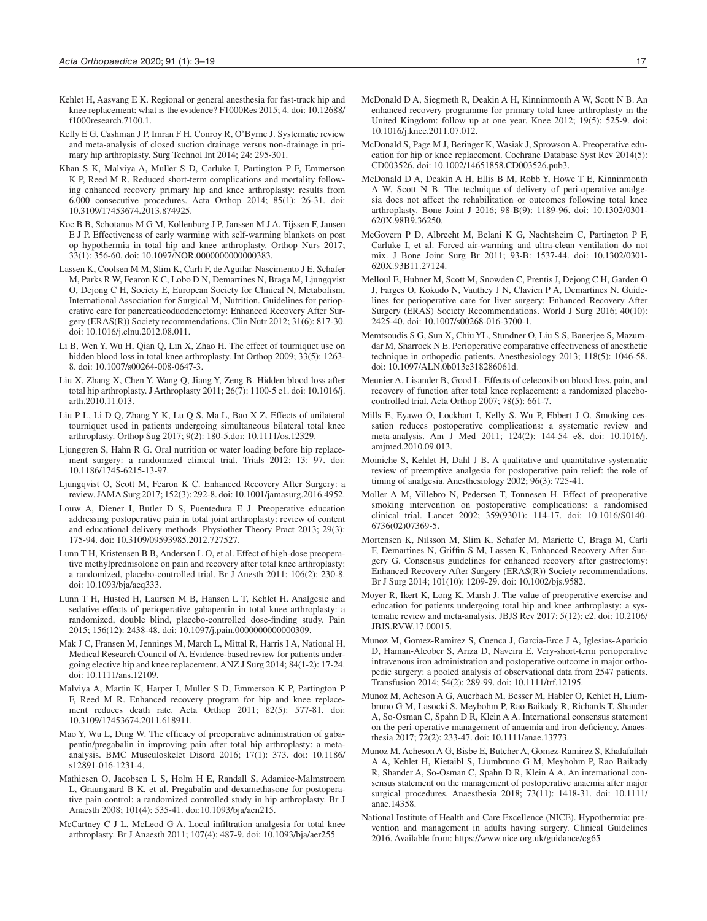Kehlet H, Aasvang E K. Regional or general anesthesia for fast-track hip and knee replacement: what is the evidence? F1000Res 2015; 4. doi: 10.12688/f1000research.7100.1.

Kelly E G, Cashman J P, Imran F H, Conroy R, O'Byrne J. Systematic review and meta-analysis of closed suction drainage versus non-drainage in primary hip arthroplasty. Surg Technol Int 2014; 24: 295-301.

Khan S K, Malviya A, Muller S D, Carluke I, Partington P F, Emmerson K P, Reed M R. Reduced short-term complications and mortality following enhanced recovery primary hip and knee arthroplasty: results from 6,000 consecutive procedures. Acta Orthop 2014; 85(1): 26-31. doi: 10.3109/17453674.2013.874925.

Koc B B, Schotanus M G M, Kollenburg J P, Janssen M J A, Tijssen F, Jansen E J P. Effectiveness of early warming with self-warming blankets on post op hypothermia in total hip and knee arthroplasty. Orthop Nurs 2017; 33(1): 356-60. doi: 10.1097/NOR.0000000000000383.

Lassen K, Coolsen M M, Slim K, Carli F, de Aguilar-Nascimento J E, Schafer M, Parks R W, Fearon K C, Lobo D N, Demartines N, Braga M, Ljungqvist O, Dejong C H, Society E, European Society for Clinical N, Metabolism, International Association for Surgical M, Nutrition. Guidelines for perioperative care for pancreaticoduodenectomy: Enhanced Recovery After Surgery (ERAS(R)) Society recommendations. Clin Nutr 2012; 31(6): 817-30. doi: 10.1016/j.clnu.2012.08.011.

Li B, Wen Y, Wu H, Qian Q, Lin X, Zhao H. The effect of tourniquet use on hidden blood loss in total knee arthroplasty. Int Orthop 2009; 33(5): 1263-8. doi: 10.1007/s00264-008-0647-3.

Liu X, Zhang X, Chen Y, Wang Q, Jiang Y, Zeng B. Hidden blood loss after total hip arthroplasty. J Arthroplasty 2011; 26(7): 1100-5 e1. doi: 10.1016/j.arth.2010.11.013.

Liu P L, Li D Q, Zhang Y K, Lu Q S, Ma L, Bao X Z. Effects of unilateral tourniquet used in patients undergoing simultaneous bilateral total knee arthroplasty. Orthop Sug 2017; 9(2): 180-5.doi: 10.1111/os.12329.

Ljunggren S, Hahn R G. Oral nutrition or water loading before hip replacement surgery: a randomized clinical trial. Trials 2012; 13: 97. doi: 10.1186/1745-6215-13-97.

Ljungqvist O, Scott M, Fearon K C. Enhanced Recovery After Surgery: a review. JAMA Surg 2017; 152(3): 292-8. doi: 10.1001/jamasurg.2016.4952.

Louw A, Diener I, Butler D S, Puentedura E J. Preoperative education addressing postoperative pain in total joint arthroplasty: review of content and educational delivery methods. Physiother Theory Pract 2013; 29(3): 175-94. doi: 10.3109/09593985.2012.727527.

Lunn T H, Kristensen B B, Andersen L O, et al. Effect of high-dose preoperative methylprednisolone on pain and recovery after total knee arthroplasty: a randomized, placebo-controlled trial. Br J Anesth 2011; 106(2): 230-8. doi: 10.1093/bja/aeq333.

Lunn T H, Husted H, Laursen M B, Hansen L T, Kehlet H. Analgesic and sedative effects of perioperative gabapentin in total knee arthroplasty: a randomized, double blind, placebo-controlled dose-finding study. Pain 2015; 156(12): 2438-48. doi: 10.1097/j.pain.0000000000000309.

Mak J C, Fransen M, Jennings M, March L, Mittal R, Harris I A, National H, Medical Research Council of A. Evidence-based review for patients undergoing elective hip and knee replacement. ANZ J Surg 2014; 84(1-2): 17-24. doi: 10.1111/ans.12109.

Malviya A, Martin K, Harper I, Muller S D, Emmerson K P, Partington P F, Reed M R. Enhanced recovery program for hip and knee replacement reduces death rate. Acta Orthop 2011; 82(5): 577-81. doi: 10.3109/17453674.2011.618911.

Mao Y, Wu L, Ding W. The efficacy of preoperative administration of gabapentin/pregabalin in improving pain after total hip arthroplasty: a meta-analysis. BMC Musculoskelet Disord 2016; 17(1): 373. doi: 10.1186/s12891-016-1231-4.

Mathiesen O, Jacobsen L S, Holm H E, Randall S, Adamiec-Malmstroem L, Graungaard B K, et al. Pregabalin and dexamethasone for postoperative pain control: a randomized controlled study in hip arthroplasty. Br J Anaesth 2008; 101(4): 535-41. doi:10.1093/bja/aen215.

McCartney C J L, McLeod G A. Local infiltration analgesia for total knee arthroplasty. Br J Anaesth 2011; 107(4): 487-9. doi: 10.1093/bja/aer255

McDonald D A, Siegmeth R, Deakin A H, Kinninmonth A W, Scott N B. An enhanced recovery programme for primary total knee arthroplasty in the United Kingdom: follow up at one year. Knee 2012; 19(5): 525-9. doi: 10.1016/j.knee.2011.07.012.

McDonald S, Page M J, Beringer K, Wasiak J, Sprowson A. Preoperative education for hip or knee replacement. Cochrane Database Syst Rev 2014(5): CD003526. doi: 10.1002/14651858.CD003526.pub3.

McDonald D A, Deakin A H, Ellis B M, Robb Y, Howe T E, Kinninmonth A W, Scott N B. The technique of delivery of peri-operative analgesia does not affect the rehabilitation or outcomes following total knee arthroplasty. Bone Joint J 2016; 98-B(9): 1189-96. doi: 10.1302/0301-620X.98B9.36250.

McGovern P D, Albrecht M, Belani K G, Nachtsheim C, Partington P F, Carluke I, et al. Forced air-warming and ultra-clean ventilation do not mix. J Bone Joint Surg Br 2011; 93-B: 1537-44. doi: 10.1302/0301-620X.93B11.27124.

Melloul E, Hubner M, Scott M, Snowden C, Prentis J, Dejong C H, Garden O J, Farges O, Kokudo N, Vauthey J N, Clavien P A, Demartines N. Guidelines for perioperative care for liver surgery: Enhanced Recovery After Surgery (ERAS) Society Recommendations. World J Surg 2016; 40(10): 2425-40. doi: 10.1007/s00268-016-3700-1.

Memtsoudis S G, Sun X, Chiu YL, Stundner O, Liu S S, Banerjee S, Mazumdar M, Sharrock N E. Perioperative comparative effectiveness of anesthetic technique in orthopedic patients. Anesthesiology 2013; 118(5): 1046-58. doi: 10.1097/ALN.0b013e318286061d.

Meunier A, Lisander B, Good L. Effects of celecoxib on blood loss, pain, and recovery of function after total knee replacement: a randomized placebo-controlled trial. Acta Orthop 2007; 78(5): 661-7.

Mills E, Eyawo O, Lockhart I, Kelly S, Wu P, Ebbert J O. Smoking cessation reduces postoperative complications: a systematic review and meta-analysis. Am J Med 2011; 124(2): 144-54 e8. doi: 10.1016/j.amjmed.2010.09.013.

Moiniche S, Kehlet H, Dahl J B. A qualitative and quantitative systematic review of preemptive analgesia for postoperative pain relief: the role of timing of analgesia. Anesthesiology 2002; 96(3): 725-41.

Moller A M, Villebro N, Pedersen T, Tonnesen H. Effect of preoperative smoking intervention on postoperative complications: a randomised clinical trial. Lancet 2002; 359(9301): 114-17. doi: 10.1016/S0140-6736(02)07369-5.

Mortensen K, Nilsson M, Slim K, Schafer M, Mariette C, Braga M, Carli F, Demartines N, Griffin S M, Lassen K, Enhanced Recovery After Surgery G. Consensus guidelines for enhanced recovery after gastrectomy: Enhanced Recovery After Surgery (ERAS(R)) Society recommendations. Br J Surg 2014; 101(10): 1209-29. doi: 10.1002/bjs.9582.

Moyer R, Ikert K, Long K, Marsh J. The value of preoperative exercise and education for patients undergoing total hip and knee arthroplasty: a systematic review and meta-analysis. JBJS Rev 2017; 5(12): e2. doi: 10.2106/JBJS.RVW.17.00015.

Munoz M, Gomez-Ramirez S, Cuenca J, Garcia-Erce J A, Iglesias-Aparicio D, Haman-Alcober S, Ariza D, Naveira E. Very-short-term perioperative intravenous iron administration and postoperative outcome in major orthopedic surgery: a pooled analysis of observational data from 2547 patients. Transfusion 2014; 54(2): 289-99. doi: 10.1111/trf.12195.

Munoz M, Acheson A G, Auerbach M, Besser M, Habler O, Kehlet H, Liumbruno G M, Lasocki S, Meybohm P, Rao Baikady R, Richards T, Shander A, So-Osman C, Spahn D R, Klein A A. International consensus statement on the peri-operative management of anaemia and iron deficiency. Anaesthesia 2017; 72(2): 233-47. doi: 10.1111/anae.13773.

Munoz M, Acheson A G, Bisbe E, Butcher A, Gomez-Ramirez S, Khalafallah A A, Kehlet H, Kietaibl S, Liumbruno G M, Meybohm P, Rao Baikady R, Shander A, So-Osman C, Spahn D R, Klein A A. An international consensus statement on the management of postoperative anaemia after major surgical procedures. Anaesthesia 2018; 73(11): 1418-31. doi: 10.1111/anae.14358.

National Institute of Health and Care Excellence (NICE). Hypothermia: prevention and management in adults having surgery. Clinical Guidelines 2016. Available from: https://www.nice.org.uk/guidance/cg65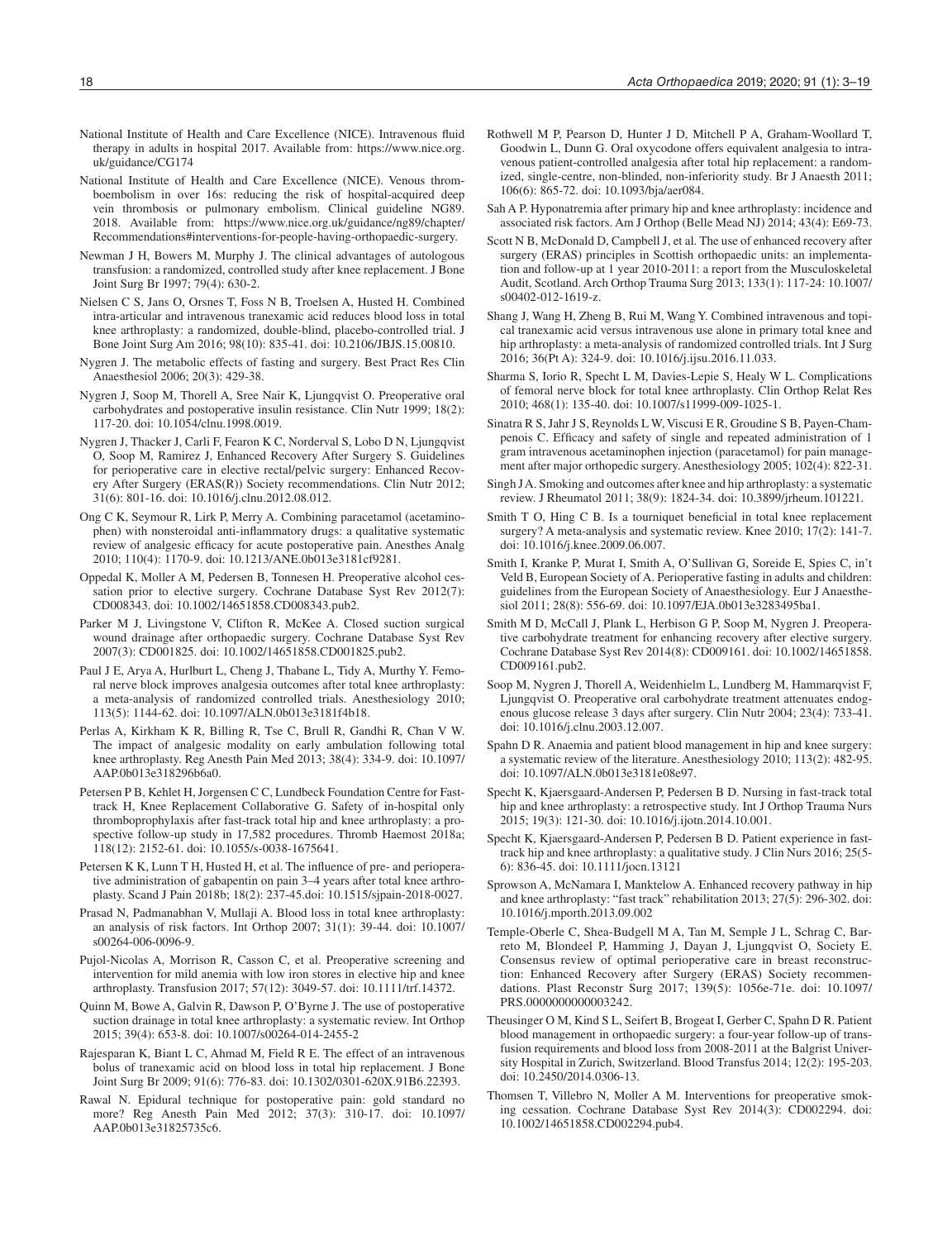National Institute of Health and Care Excellence (NICE). Intravenous fluid therapy in adults in hospital 2017. Available from: https://www.nice.org.uk/guidance/CG174

National Institute of Health and Care Excellence (NICE). Venous thromboembolism in over 16s: reducing the risk of hospital-acquired deep vein thrombosis or pulmonary embolism. Clinical guideline NG89. 2018. Available from: https://www.nice.org.uk/guidance/ng89/chapter/Recommendations#interventions-for-people-having-orthopaedic-surgery.

Newman J H, Bowers M, Murphy J. The clinical advantages of autologous transfusion: a randomized, controlled study after knee replacement. J Bone Joint Surg Br 1997; 79(4): 630-2.

Nielsen C S, Jans O, Orsnes T, Foss N B, Troelsen A, Husted H. Combined intra-articular and intravenous tranexamic acid reduces blood loss in total knee arthroplasty: a randomized, double-blind, placebo-controlled trial. J Bone Joint Surg Am 2016; 98(10): 835-41. doi: 10.2106/JBJS.15.00810.

Nygren J. The metabolic effects of fasting and surgery. Best Pract Res Clin Anaesthesiol 2006; 20(3): 429-38.

Nygren J, Soop M, Thorell A, Sree Nair K, Ljungqvist O. Preoperative oral carbohydrates and postoperative insulin resistance. Clin Nutr 1999; 18(2): 117-20. doi: 10.1054/clnu.1998.0019.

Nygren J, Thacker J, Carli F, Fearon K C, Norderval S, Lobo D N, Ljungqvist O, Soop M, Ramirez J, Enhanced Recovery After Surgery S. Guidelines for perioperative care in elective rectal/pelvic surgery: Enhanced Recovery After Surgery (ERAS(R)) Society recommendations. Clin Nutr 2012; 31(6): 801-16. doi: 10.1016/j.clnu.2012.08.012.

Ong C K, Seymour R, Lirk P, Merry A. Combining paracetamol (acetaminophen) with nonsteroidal anti-inflammatory drugs: a qualitative systematic review of analgesic efficacy for acute postoperative pain. Anesthes Analg 2010; 110(4): 1170-9. doi: 10.1213/ANE.0b013e3181cf9281.

Oppedal K, Moller A M, Pedersen B, Tonnesen H. Preoperative alcohol cessation prior to elective surgery. Cochrane Database Syst Rev 2012(7): CD008343. doi: 10.1002/14651858.CD008343.pub2.

Parker M J, Livingstone V, Clifton R, McKee A. Closed suction surgical wound drainage after orthopaedic surgery. Cochrane Database Syst Rev 2007(3): CD001825. doi: 10.1002/14651858.CD001825.pub2.

Paul J E, Arya A, Hurlburt L, Cheng J, Thabane L, Tidy A, Murthy Y. Femoral nerve block improves analgesia outcomes after total knee arthroplasty: a meta-analysis of randomized controlled trials. Anesthesiology 2010; 113(5): 1144-62. doi: 10.1097/ALN.0b013e3181f4b18.

Perlas A, Kirkham K R, Billing R, Tse C, Brull R, Gandhi R, Chan V W. The impact of analgesic modality on early ambulation following total knee arthroplasty. Reg Anesth Pain Med 2013; 38(4): 334-9. doi: 10.1097/AAP.0b013e318296b6a0.

Petersen P B, Kehlet H, Jorgensen C C, Lundbeck Foundation Centre for Fast-track H, Knee Replacement Collaborative G. Safety of in-hospital only thromboprophylaxis after fast-track total hip and knee arthroplasty: a prospective follow-up study in 17,582 procedures. Thromb Haemost 2018a; 118(12): 2152-61. doi: 10.1055/s-0038-1675641.

Petersen K K, Lunn T H, Husted H, et al. The influence of pre- and perioperative administration of gabapentin on pain 3–4 years after total knee arthroplasty. Scand J Pain 2018b; 18(2): 237-45.doi: 10.1515/sjpain-2018-0027.

Prasad N, Padmanabhan V, Mullaji A. Blood loss in total knee arthroplasty: an analysis of risk factors. Int Orthop 2007; 31(1): 39-44. doi: 10.1007/s00264-006-0096-9.

Pujol-Nicolas A, Morrison R, Casson C, et al. Preoperative screening and intervention for mild anemia with low iron stores in elective hip and knee arthroplasty. Transfusion 2017; 57(12): 3049-57. doi: 10.1111/trf.14372.

Quinn M, Bowe A, Galvin R, Dawson P, O'Byrne J. The use of postoperative suction drainage in total knee arthroplasty: a systematic review. Int Orthop 2015; 39(4): 653-8. doi: 10.1007/s00264-014-2455-2

Rajesparan K, Biant L C, Ahmad M, Field R E. The effect of an intravenous bolus of tranexamic acid on blood loss in total hip replacement. J Bone Joint Surg Br 2009; 91(6): 776-83. doi: 10.1302/0301-620X.91B6.22393.

Rawal N. Epidural technique for postoperative pain: gold standard no more? Reg Anesth Pain Med 2012; 37(3): 310-17. doi: 10.1097/AAP.0b013e31825735c6.

Rothwell M P, Pearson D, Hunter J D, Mitchell P A, Graham-Woollard T, Goodwin L, Dunn G. Oral oxycodone offers equivalent analgesia to intravenous patient-controlled analgesia after total hip replacement: a randomized, single-centre, non-blinded, non-inferiority study. Br J Anaesth 2011; 106(6): 865-72. doi: 10.1093/bja/aer084.

Sah A P. Hyponatremia after primary hip and knee arthroplasty: incidence and associated risk factors. Am J Orthop (Belle Mead NJ) 2014; 43(4): E69-73.

Scott N B, McDonald D, Campbell J, et al. The use of enhanced recovery after surgery (ERAS) principles in Scottish orthopaedic units: an implementation and follow-up at 1 year 2010-2011: a report from the Musculoskeletal Audit, Scotland. Arch Orthop Trauma Surg 2013; 133(1): 117-24: 10.1007/s00402-012-1619-z.

Shang J, Wang H, Zheng B, Rui M, Wang Y. Combined intravenous and topical tranexamic acid versus intravenous use alone in primary total knee and hip arthroplasty: a meta-analysis of randomized controlled trials. Int J Surg 2016; 36(Pt A): 324-9. doi: 10.1016/j.ijsu.2016.11.033.

Sharma S, Iorio R, Specht L M, Davies-Lepie S, Healy W L. Complications of femoral nerve block for total knee arthroplasty. Clin Orthop Relat Res 2010; 468(1): 135-40. doi: 10.1007/s11999-009-1025-1.

Sinatra R S, Jahr J S, Reynolds L W, Viscusi E R, Groudine S B, Payen-Champenois C. Efficacy and safety of single and repeated administration of 1 gram intravenous acetaminophen injection (paracetamol) for pain management after major orthopedic surgery. Anesthesiology 2005; 102(4): 822-31.

Singh J A. Smoking and outcomes after knee and hip arthroplasty: a systematic review. J Rheumatol 2011; 38(9): 1824-34. doi: 10.3899/jrheum.101221.

Smith T O, Hing C B. Is a tourniquet beneficial in total knee replacement surgery? A meta-analysis and systematic review. Knee 2010; 17(2): 141-7. doi: 10.1016/j.knee.2009.06.007.

Smith I, Kranke P, Murat I, Smith A, O'Sullivan G, Soreide E, Spies C, in't Veld B, European Society of A. Perioperative fasting in adults and children: guidelines from the European Society of Anaesthesiology. Eur J Anaesthesiol 2011; 28(8): 556-69. doi: 10.1097/EJA.0b013e3283495ba1.

Smith M D, McCall J, Plank L, Herbison G P, Soop M, Nygren J. Preoperative carbohydrate treatment for enhancing recovery after elective surgery. Cochrane Database Syst Rev 2014(8): CD009161. doi: 10.1002/14651858.CD009161.pub2.

Soop M, Nygren J, Thorell A, Weidenhielm L, Lundberg M, Hammarqvist F, Ljungqvist O. Preoperative oral carbohydrate treatment attenuates endogenous glucose release 3 days after surgery. Clin Nutr 2004; 23(4): 733-41. doi: 10.1016/j.clnu.2003.12.007.

Spahn D R. Anaemia and patient blood management in hip and knee surgery: a systematic review of the literature. Anesthesiology 2010; 113(2): 482-95. doi: 10.1097/ALN.0b013e3181e08e97.

Specht K, Kjaersgaard-Andersen P, Pedersen B D. Nursing in fast-track total hip and knee arthroplasty: a retrospective study. Int J Orthop Trauma Nurs 2015; 19(3): 121-30. doi: 10.1016/j.ijotn.2014.10.001.

Specht K, Kjaersgaard-Andersen P, Pedersen B D. Patient experience in fast-track hip and knee arthroplasty: a qualitative study. J Clin Nurs 2016; 25(5-6): 836-45. doi: 10.1111/jocn.13121

Sprowson A, McNamara I, Manktelow A. Enhanced recovery pathway in hip and knee arthroplasty: "fast track" rehabilitation 2013; 27(5): 296-302. doi: 10.1016/j.mporth.2013.09.002

Temple-Oberle C, Shea-Budgell M A, Tan M, Semple J L, Schrag C, Barreto M, Blondeel P, Hamming J, Dayan J, Ljungqvist O, Society E. Consensus review of optimal perioperative care in breast reconstruction: Enhanced Recovery after Surgery (ERAS) Society recommendations. Plast Reconstr Surg 2017; 139(5): 1056e-71e. doi: 10.1097/PRS.0000000000003242.

Theusinger O M, Kind S L, Seifert B, Brogeat I, Gerber C, Spahn D R. Patient blood management in orthopaedic surgery: a four-year follow-up of transfusion requirements and blood loss from 2008-2011 at the Balgrist University Hospital in Zurich, Switzerland. Blood Transfus 2014; 12(2): 195-203. doi: 10.2450/2014.0306-13.

Thomsen T, Villebro N, Moller A M. Interventions for preoperative smoking cessation. Cochrane Database Syst Rev 2014(3): CD002294. doi: 10.1002/14651858.CD002294.pub4.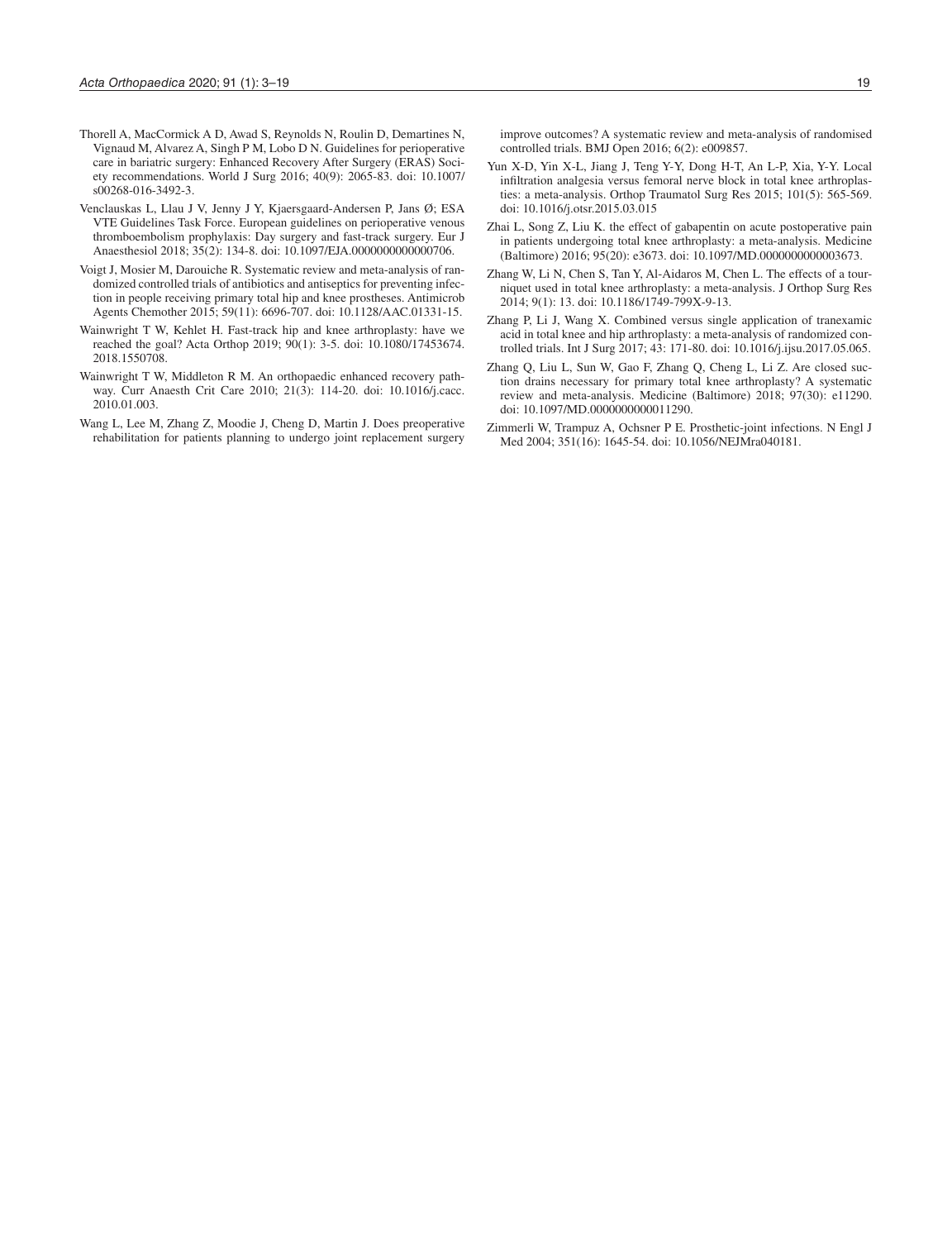Thorell A, MacCormick A D, Awad S, Reynolds N, Roulin D, Demartines N, Vignaud M, Alvarez A, Singh P M, Lobo D N. Guidelines for perioperative care in bariatric surgery: Enhanced Recovery After Surgery (ERAS) Society recommendations. World J Surg 2016; 40(9): 2065-83. doi: 10.1007/s00268-016-3492-3.

Venclauskas L, Llau J V, Jenny J Y, Kjaersgaard-Andersen P, Jans Ø; ESA VTE Guidelines Task Force. European guidelines on perioperative venous thromboembolism prophylaxis: Day surgery and fast-track surgery. Eur J Anaesthesiol 2018; 35(2): 134-8. doi: 10.1097/EJA.0000000000000706.

Voigt J, Mosier M, Darouiche R. Systematic review and meta-analysis of randomized controlled trials of antibiotics and antiseptics for preventing infection in people receiving primary total hip and knee prostheses. Antimicrob Agents Chemother 2015; 59(11): 6696-707. doi: 10.1128/AAC.01331-15.

Wainwright T W, Kehlet H. Fast-track hip and knee arthroplasty: have we reached the goal? Acta Orthop 2019; 90(1): 3-5. doi: 10.1080/17453674.2018.1550708.

Wainwright T W, Middleton R M. An orthopaedic enhanced recovery pathway. Curr Anaesth Crit Care 2010; 21(3): 114-20. doi: 10.1016/j.cacc.2010.01.003.

Wang L, Lee M, Zhang Z, Moodie J, Cheng D, Martin J. Does preoperative rehabilitation for patients planning to undergo joint replacement surgery improve outcomes? A systematic review and meta-analysis of randomised controlled trials. BMJ Open 2016; 6(2): e009857.

Yun X-D, Yin X-L, Jiang J, Teng Y-Y, Dong H-T, An L-P, Xia, Y-Y. Local infiltration analgesia versus femoral nerve block in total knee arthroplasties: a meta-analysis. Orthop Traumatol Surg Res 2015; 101(5): 565-569. doi: 10.1016/j.otsr.2015.03.015

Zhai L, Song Z, Liu K. the effect of gabapentin on acute postoperative pain in patients undergoing total knee arthroplasty: a meta-analysis. Medicine (Baltimore) 2016; 95(20): e3673. doi: 10.1097/MD.0000000000003673.

Zhang W, Li N, Chen S, Tan Y, Al-Aidaros M, Chen L. The effects of a tourniquet used in total knee arthroplasty: a meta-analysis. J Orthop Surg Res 2014; 9(1): 13. doi: 10.1186/1749-799X-9-13.

Zhang P, Li J, Wang X. Combined versus single application of tranexamic acid in total knee and hip arthroplasty: a meta-analysis of randomized controlled trials. Int J Surg 2017; 43: 171-80. doi: 10.1016/j.ijsu.2017.05.065.

Zhang Q, Liu L, Sun W, Gao F, Zhang Q, Cheng L, Li Z. Are closed suction drains necessary for primary total knee arthroplasty? A systematic review and meta-analysis. Medicine (Baltimore) 2018; 97(30): e11290. doi: 10.1097/MD.0000000000011290.

Zimmerli W, Trampuz A, Ochsner P E. Prosthetic-joint infections. N Engl J Med 2004; 351(16): 1645-54. doi: 10.1056/NEJMra040181.